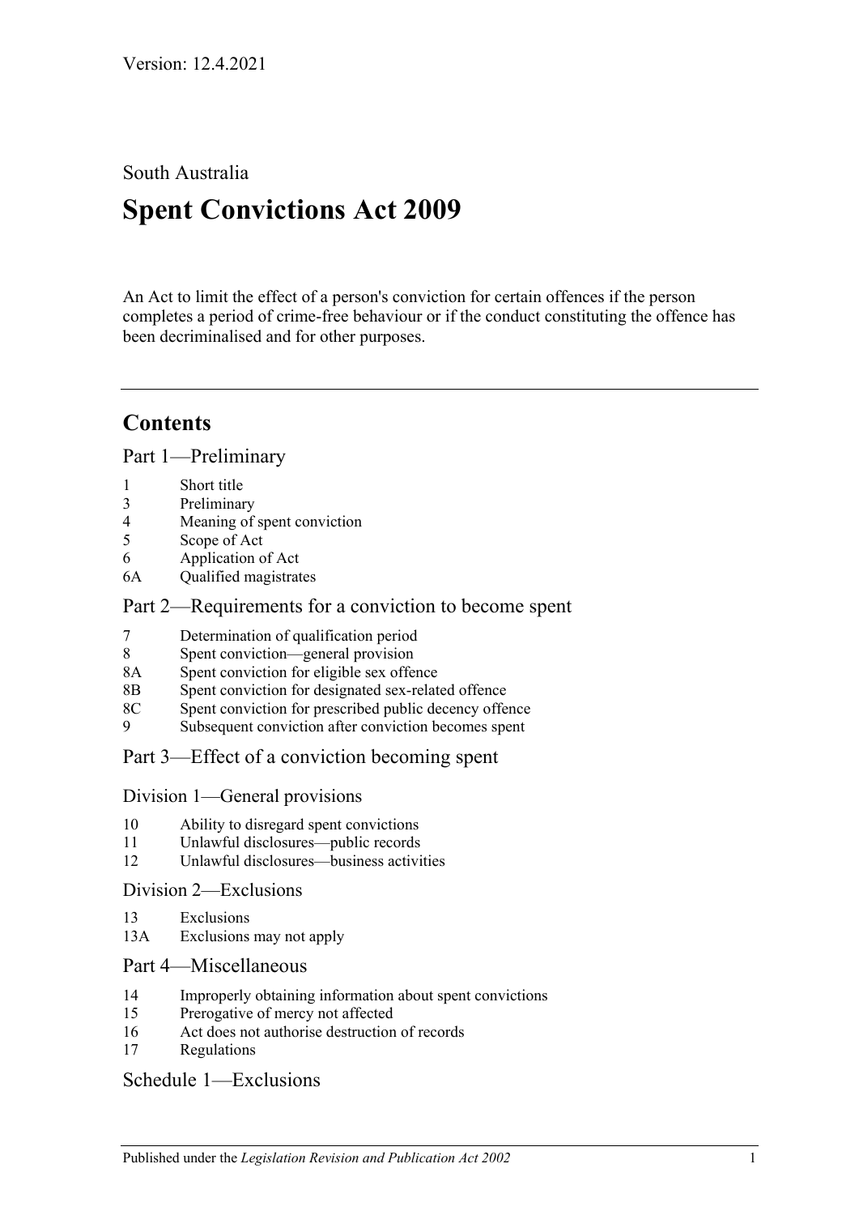Version: 12.4.2021

South Australia

# Spent Convictions Act 2009

An Act to limit the effect of a person's conviction for certain offences if the person completes a period of crime-free behaviour or if the conduct constituting the offence has been decriminalised and for other purposes.

## Contents

### Part 1—Preliminary

1 Short title
3 Preliminary
4 Meaning of spent conviction
5 Scope of Act
6 Application of Act
6A Qualified magistrates

### Part 2—Requirements for a conviction to become spent

7 Determination of qualification period
8 Spent conviction—general provision
8A Spent conviction for eligible sex offence
8B Spent conviction for designated sex-related offence
8C Spent conviction for prescribed public decency offence
9 Subsequent conviction after conviction becomes spent

### Part 3—Effect of a conviction becoming spent

#### Division 1—General provisions

10 Ability to disregard spent convictions
11 Unlawful disclosures—public records
12 Unlawful disclosures—business activities

#### Division 2—Exclusions

13 Exclusions
13A Exclusions may not apply

### Part 4—Miscellaneous

14 Improperly obtaining information about spent convictions
15 Prerogative of mercy not affected
16 Act does not authorise destruction of records
17 Regulations

### Schedule 1—Exclusions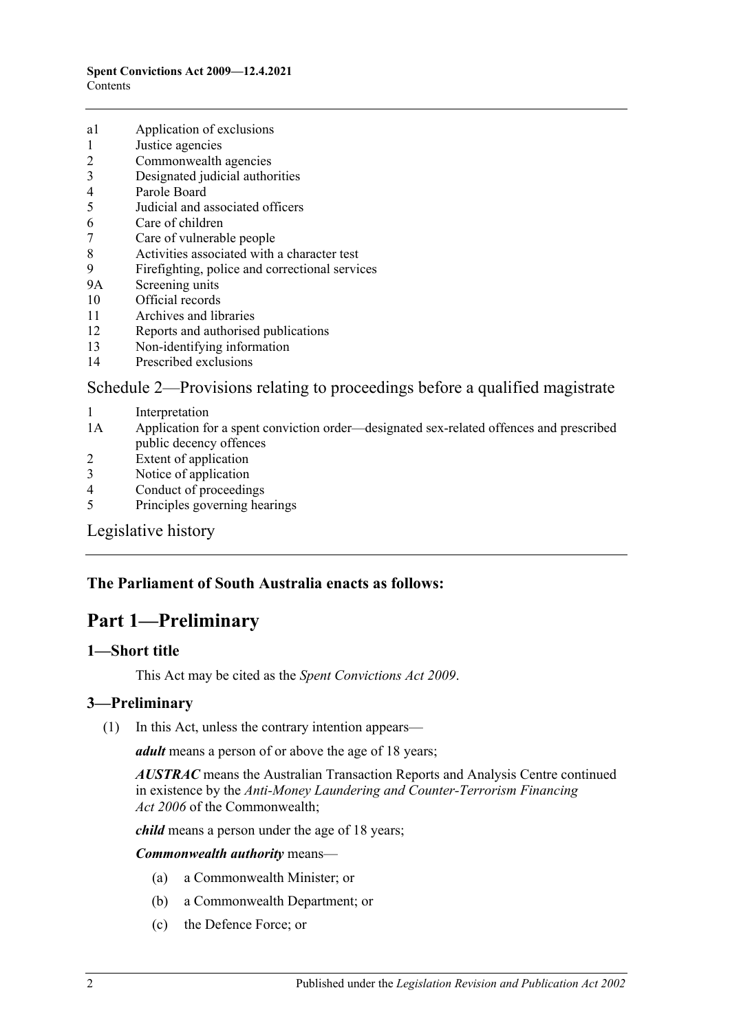a1 Application of exclusions
1 Justice agencies
2 Commonwealth agencies
3 Designated judicial authorities
4 Parole Board
5 Judicial and associated officers
6 Care of children
7 Care of vulnerable people
8 Activities associated with a character test
9 Firefighting, police and correctional services
9A Screening units
10 Official records
11 Archives and libraries
12 Reports and authorised publications
13 Non-identifying information
14 Prescribed exclusions

Schedule 2—Provisions relating to proceedings before a qualified magistrate

1 Interpretation
1A Application for a spent conviction order—designated sex-related offences and prescribed public decency offences
2 Extent of application
3 Notice of application
4 Conduct of proceedings
5 Principles governing hearings

Legislative history

**The Parliament of South Australia enacts as follows:**

# Part 1—Preliminary

## 1—Short title

This Act may be cited as the *Spent Convictions Act 2009*.

## 3—Preliminary

(1) In this Act, unless the contrary intention appears—

***adult*** means a person of or above the age of 18 years;

***AUSTRAC*** means the Australian Transaction Reports and Analysis Centre continued in existence by the *Anti-Money Laundering and Counter-Terrorism Financing Act 2006* of the Commonwealth;

***child*** means a person under the age of 18 years;

***Commonwealth authority*** means—

(a) a Commonwealth Minister; or

(b) a Commonwealth Department; or

(c) the Defence Force; or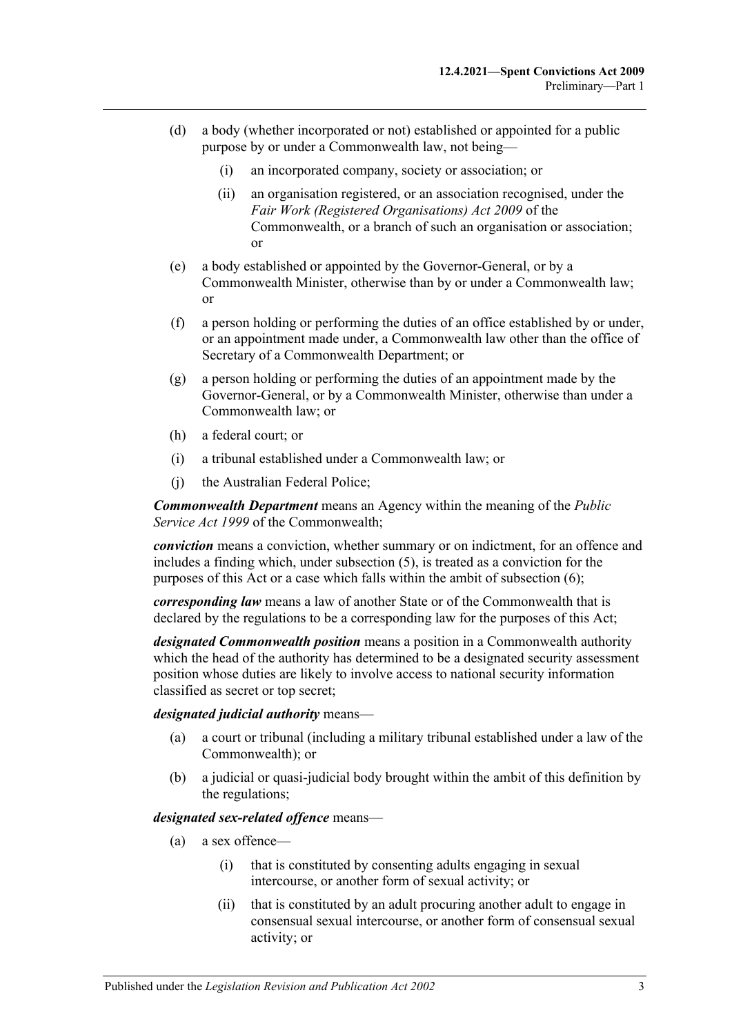(d) a body (whether incorporated or not) established or appointed for a public purpose by or under a Commonwealth law, not being—

(i) an incorporated company, society or association; or

(ii) an organisation registered, or an association recognised, under the *Fair Work (Registered Organisations) Act 2009* of the Commonwealth, or a branch of such an organisation or association; or

(e) a body established or appointed by the Governor-General, or by a Commonwealth Minister, otherwise than by or under a Commonwealth law; or

(f) a person holding or performing the duties of an office established by or under, or an appointment made under, a Commonwealth law other than the office of Secretary of a Commonwealth Department; or

(g) a person holding or performing the duties of an appointment made by the Governor-General, or by a Commonwealth Minister, otherwise than under a Commonwealth law; or

(h) a federal court; or

(i) a tribunal established under a Commonwealth law; or

(j) the Australian Federal Police;

***Commonwealth Department*** means an Agency within the meaning of the *Public Service Act 1999* of the Commonwealth;

***conviction*** means a conviction, whether summary or on indictment, for an offence and includes a finding which, under subsection (5), is treated as a conviction for the purposes of this Act or a case which falls within the ambit of subsection (6);

***corresponding law*** means a law of another State or of the Commonwealth that is declared by the regulations to be a corresponding law for the purposes of this Act;

***designated Commonwealth position*** means a position in a Commonwealth authority which the head of the authority has determined to be a designated security assessment position whose duties are likely to involve access to national security information classified as secret or top secret;

***designated judicial authority*** means—

(a) a court or tribunal (including a military tribunal established under a law of the Commonwealth); or

(b) a judicial or quasi-judicial body brought within the ambit of this definition by the regulations;

***designated sex-related offence*** means—

(a) a sex offence—

(i) that is constituted by consenting adults engaging in sexual intercourse, or another form of sexual activity; or

(ii) that is constituted by an adult procuring another adult to engage in consensual sexual intercourse, or another form of consensual sexual activity; or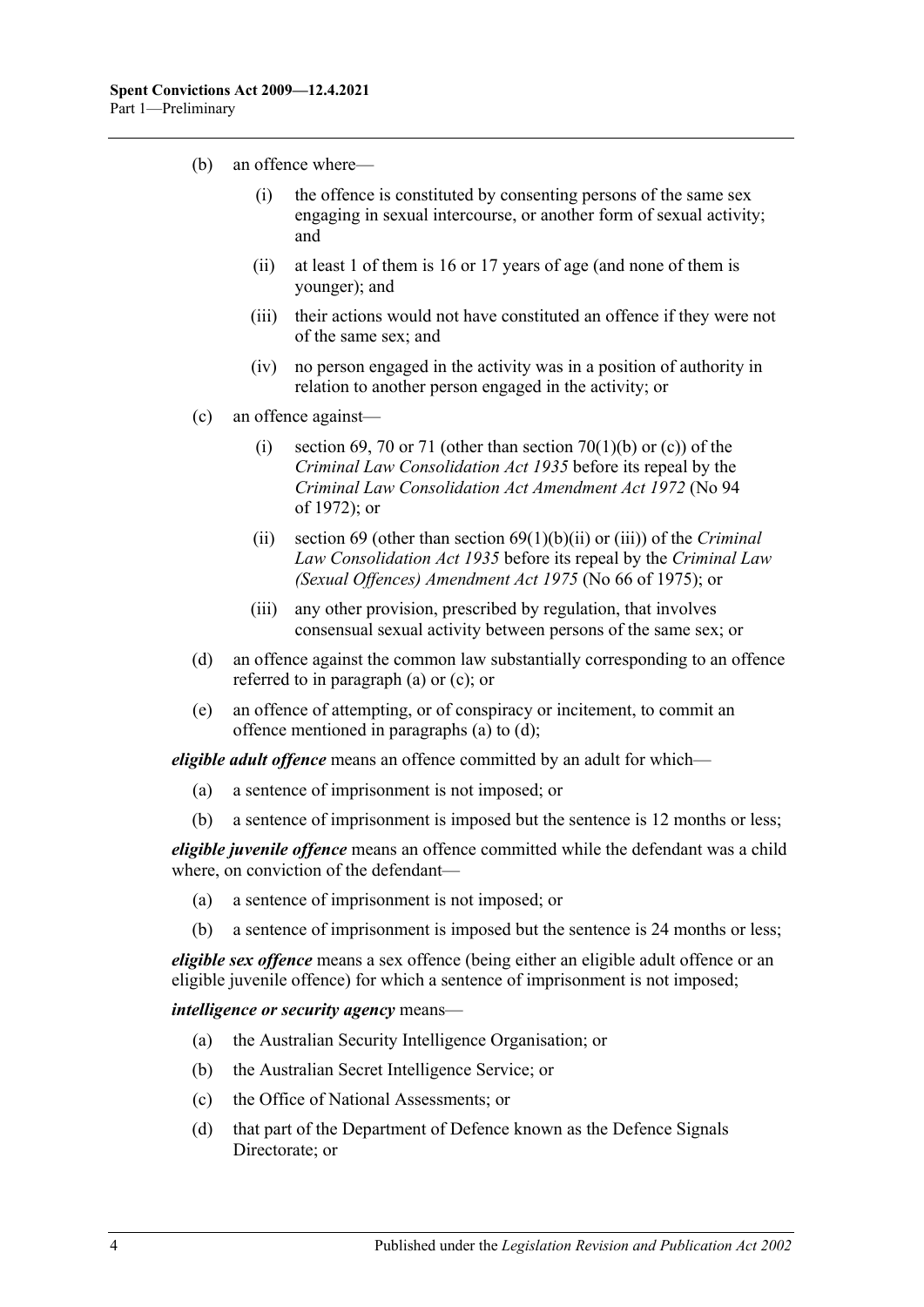(b) an offence where—

(i) the offence is constituted by consenting persons of the same sex engaging in sexual intercourse, or another form of sexual activity; and

(ii) at least 1 of them is 16 or 17 years of age (and none of them is younger); and

(iii) their actions would not have constituted an offence if they were not of the same sex; and

(iv) no person engaged in the activity was in a position of authority in relation to another person engaged in the activity; or

(c) an offence against—

(i) section 69, 70 or 71 (other than section 70(1)(b) or (c)) of the *Criminal Law Consolidation Act 1935* before its repeal by the *Criminal Law Consolidation Act Amendment Act 1972* (No 94 of 1972); or

(ii) section 69 (other than section 69(1)(b)(ii) or (iii)) of the *Criminal Law Consolidation Act 1935* before its repeal by the *Criminal Law (Sexual Offences) Amendment Act 1975* (No 66 of 1975); or

(iii) any other provision, prescribed by regulation, that involves consensual sexual activity between persons of the same sex; or

(d) an offence against the common law substantially corresponding to an offence referred to in paragraph (a) or (c); or

(e) an offence of attempting, or of conspiracy or incitement, to commit an offence mentioned in paragraphs (a) to (d);

***eligible adult offence*** means an offence committed by an adult for which—

(a) a sentence of imprisonment is not imposed; or

(b) a sentence of imprisonment is imposed but the sentence is 12 months or less;

***eligible juvenile offence*** means an offence committed while the defendant was a child where, on conviction of the defendant—

(a) a sentence of imprisonment is not imposed; or

(b) a sentence of imprisonment is imposed but the sentence is 24 months or less;

***eligible sex offence*** means a sex offence (being either an eligible adult offence or an eligible juvenile offence) for which a sentence of imprisonment is not imposed;

***intelligence or security agency*** means—

(a) the Australian Security Intelligence Organisation; or

(b) the Australian Secret Intelligence Service; or

(c) the Office of National Assessments; or

(d) that part of the Department of Defence known as the Defence Signals Directorate; or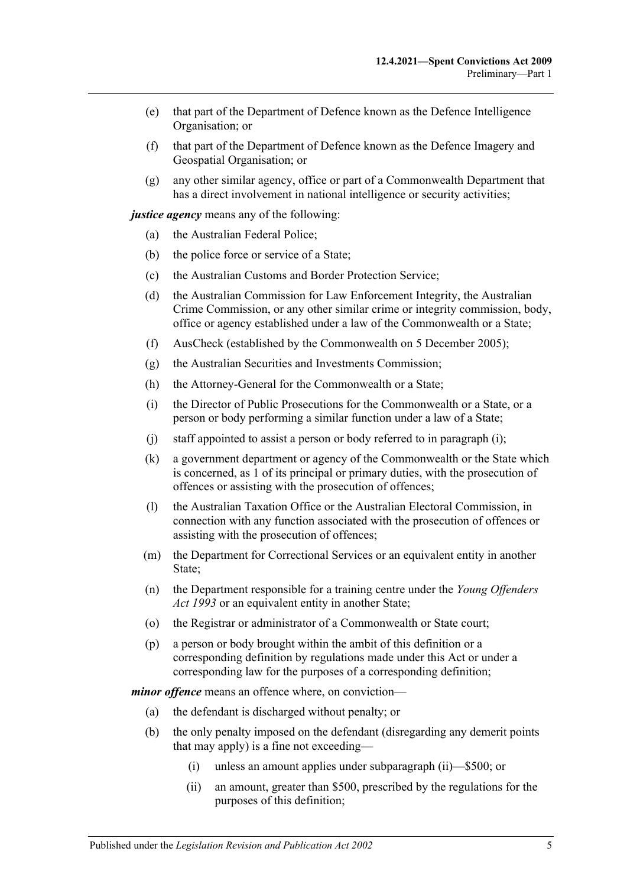(e) that part of the Department of Defence known as the Defence Intelligence Organisation; or

(f) that part of the Department of Defence known as the Defence Imagery and Geospatial Organisation; or

(g) any other similar agency, office or part of a Commonwealth Department that has a direct involvement in national intelligence or security activities;

***justice agency*** means any of the following:

(a) the Australian Federal Police;

(b) the police force or service of a State;

(c) the Australian Customs and Border Protection Service;

(d) the Australian Commission for Law Enforcement Integrity, the Australian Crime Commission, or any other similar crime or integrity commission, body, office or agency established under a law of the Commonwealth or a State;

(f) AusCheck (established by the Commonwealth on 5 December 2005);

(g) the Australian Securities and Investments Commission;

(h) the Attorney-General for the Commonwealth or a State;

(i) the Director of Public Prosecutions for the Commonwealth or a State, or a person or body performing a similar function under a law of a State;

(j) staff appointed to assist a person or body referred to in paragraph (i);

(k) a government department or agency of the Commonwealth or the State which is concerned, as 1 of its principal or primary duties, with the prosecution of offences or assisting with the prosecution of offences;

(l) the Australian Taxation Office or the Australian Electoral Commission, in connection with any function associated with the prosecution of offences or assisting with the prosecution of offences;

(m) the Department for Correctional Services or an equivalent entity in another State;

(n) the Department responsible for a training centre under the *Young Offenders Act 1993* or an equivalent entity in another State;

(o) the Registrar or administrator of a Commonwealth or State court;

(p) a person or body brought within the ambit of this definition or a corresponding definition by regulations made under this Act or under a corresponding law for the purposes of a corresponding definition;

***minor offence*** means an offence where, on conviction—

(a) the defendant is discharged without penalty; or

(b) the only penalty imposed on the defendant (disregarding any demerit points that may apply) is a fine not exceeding—

(i) unless an amount applies under subparagraph (ii)—$500; or

(ii) an amount, greater than $500, prescribed by the regulations for the purposes of this definition;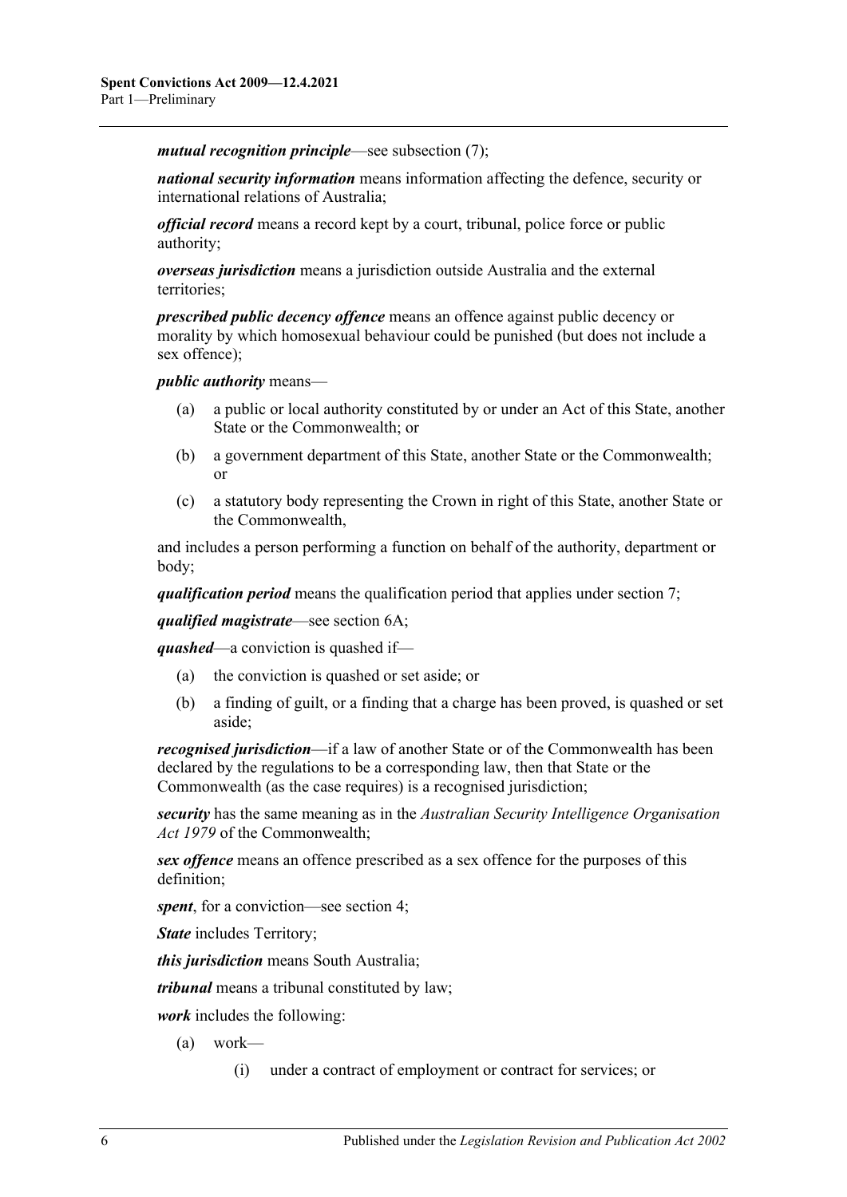***mutual recognition principle***—see subsection (7);

***national security information*** means information affecting the defence, security or international relations of Australia;

***official record*** means a record kept by a court, tribunal, police force or public authority;

***overseas jurisdiction*** means a jurisdiction outside Australia and the external territories;

***prescribed public decency offence*** means an offence against public decency or morality by which homosexual behaviour could be punished (but does not include a sex offence);

***public authority*** means—

- (a) a public or local authority constituted by or under an Act of this State, another State or the Commonwealth; or
- (b) a government department of this State, another State or the Commonwealth; or
- (c) a statutory body representing the Crown in right of this State, another State or the Commonwealth,

and includes a person performing a function on behalf of the authority, department or body;

***qualification period*** means the qualification period that applies under section 7;

***qualified magistrate***—see section 6A;

***quashed***—a conviction is quashed if—

- (a) the conviction is quashed or set aside; or
- (b) a finding of guilt, or a finding that a charge has been proved, is quashed or set aside;

***recognised jurisdiction***—if a law of another State or of the Commonwealth has been declared by the regulations to be a corresponding law, then that State or the Commonwealth (as the case requires) is a recognised jurisdiction;

***security*** has the same meaning as in the *Australian Security Intelligence Organisation Act 1979* of the Commonwealth;

***sex offence*** means an offence prescribed as a sex offence for the purposes of this definition;

***spent***, for a conviction—see section 4;

***State*** includes Territory;

***this jurisdiction*** means South Australia;

***tribunal*** means a tribunal constituted by law;

***work*** includes the following:

- (a) work—
  - (i) under a contract of employment or contract for services; or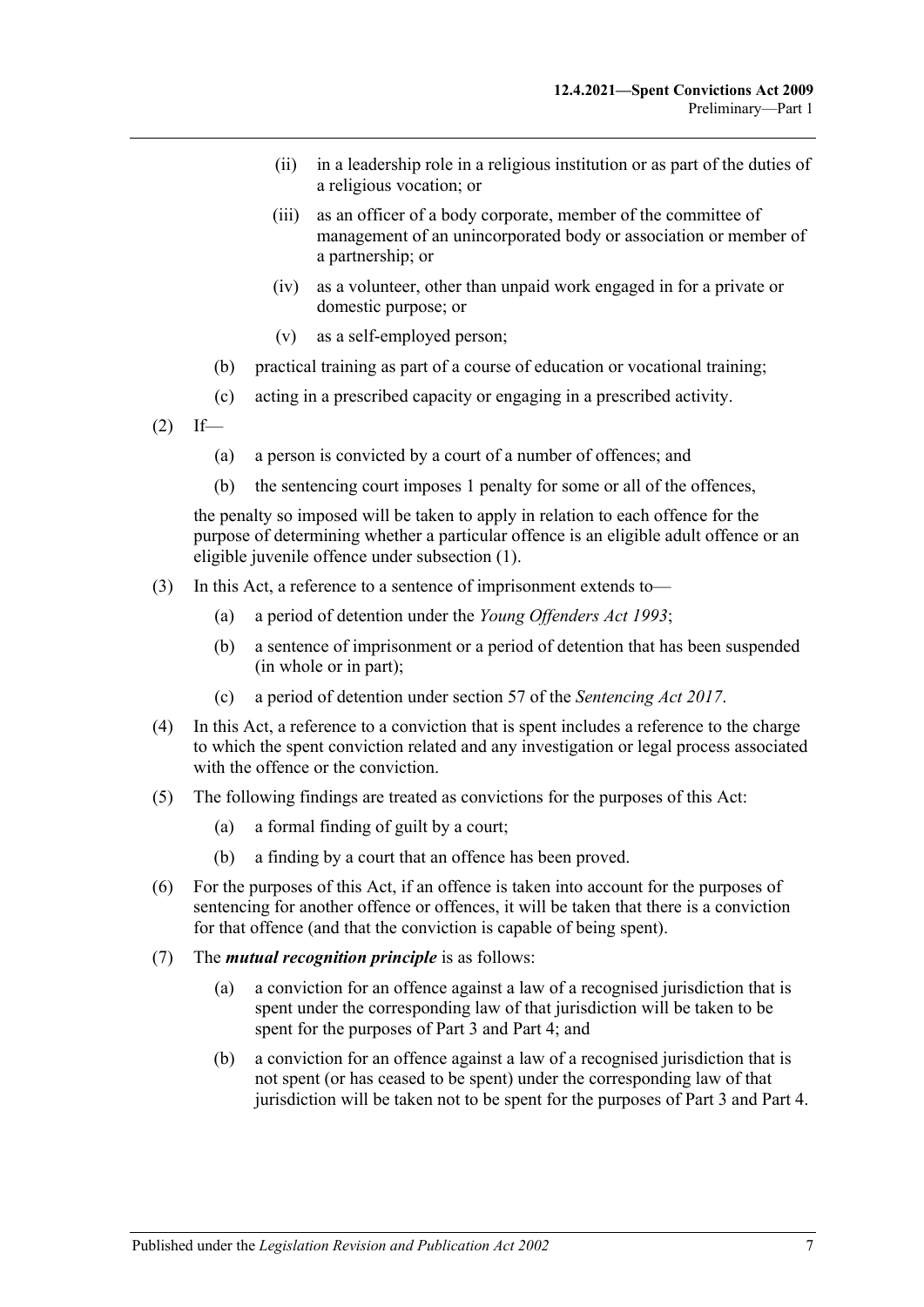(ii) in a leadership role in a religious institution or as part of the duties of a religious vocation; or

(iii) as an officer of a body corporate, member of the committee of management of an unincorporated body or association or member of a partnership; or

(iv) as a volunteer, other than unpaid work engaged in for a private or domestic purpose; or

(v) as a self-employed person;

(b) practical training as part of a course of education or vocational training;

(c) acting in a prescribed capacity or engaging in a prescribed activity.

(2) If—

(a) a person is convicted by a court of a number of offences; and

(b) the sentencing court imposes 1 penalty for some or all of the offences,

the penalty so imposed will be taken to apply in relation to each offence for the purpose of determining whether a particular offence is an eligible adult offence or an eligible juvenile offence under subsection (1).

(3) In this Act, a reference to a sentence of imprisonment extends to—

(a) a period of detention under the *Young Offenders Act 1993*;

(b) a sentence of imprisonment or a period of detention that has been suspended (in whole or in part);

(c) a period of detention under section 57 of the *Sentencing Act 2017*.

(4) In this Act, a reference to a conviction that is spent includes a reference to the charge to which the spent conviction related and any investigation or legal process associated with the offence or the conviction.

(5) The following findings are treated as convictions for the purposes of this Act:

(a) a formal finding of guilt by a court;

(b) a finding by a court that an offence has been proved.

(6) For the purposes of this Act, if an offence is taken into account for the purposes of sentencing for another offence or offences, it will be taken that there is a conviction for that offence (and that the conviction is capable of being spent).

(7) The ***mutual recognition principle*** is as follows:

(a) a conviction for an offence against a law of a recognised jurisdiction that is spent under the corresponding law of that jurisdiction will be taken to be spent for the purposes of Part 3 and Part 4; and

(b) a conviction for an offence against a law of a recognised jurisdiction that is not spent (or has ceased to be spent) under the corresponding law of that jurisdiction will be taken not to be spent for the purposes of Part 3 and Part 4.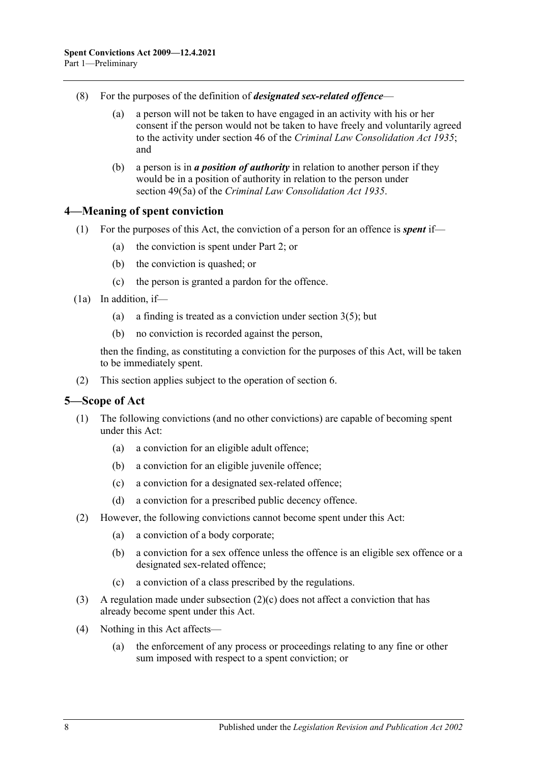(8) For the purposes of the definition of ***designated sex-related offence***—

   (a) a person will not be taken to have engaged in an activity with his or her consent if the person would not be taken to have freely and voluntarily agreed to the activity under section 46 of the *Criminal Law Consolidation Act 1935*; and

   (b) a person is in ***a position of authority*** in relation to another person if they would be in a position of authority in relation to the person under section 49(5a) of the *Criminal Law Consolidation Act 1935*.

## 4—Meaning of spent conviction

(1) For the purposes of this Act, the conviction of a person for an offence is ***spent*** if—

   (a) the conviction is spent under Part 2; or

   (b) the conviction is quashed; or

   (c) the person is granted a pardon for the offence.

(1a) In addition, if—

   (a) a finding is treated as a conviction under section 3(5); but

   (b) no conviction is recorded against the person,

then the finding, as constituting a conviction for the purposes of this Act, will be taken to be immediately spent.

(2) This section applies subject to the operation of section 6.

## 5—Scope of Act

(1) The following convictions (and no other convictions) are capable of becoming spent under this Act:

   (a) a conviction for an eligible adult offence;

   (b) a conviction for an eligible juvenile offence;

   (c) a conviction for a designated sex-related offence;

   (d) a conviction for a prescribed public decency offence.

(2) However, the following convictions cannot become spent under this Act:

   (a) a conviction of a body corporate;

   (b) a conviction for a sex offence unless the offence is an eligible sex offence or a designated sex-related offence;

   (c) a conviction of a class prescribed by the regulations.

(3) A regulation made under subsection (2)(c) does not affect a conviction that has already become spent under this Act.

(4) Nothing in this Act affects—

   (a) the enforcement of any process or proceedings relating to any fine or other sum imposed with respect to a spent conviction; or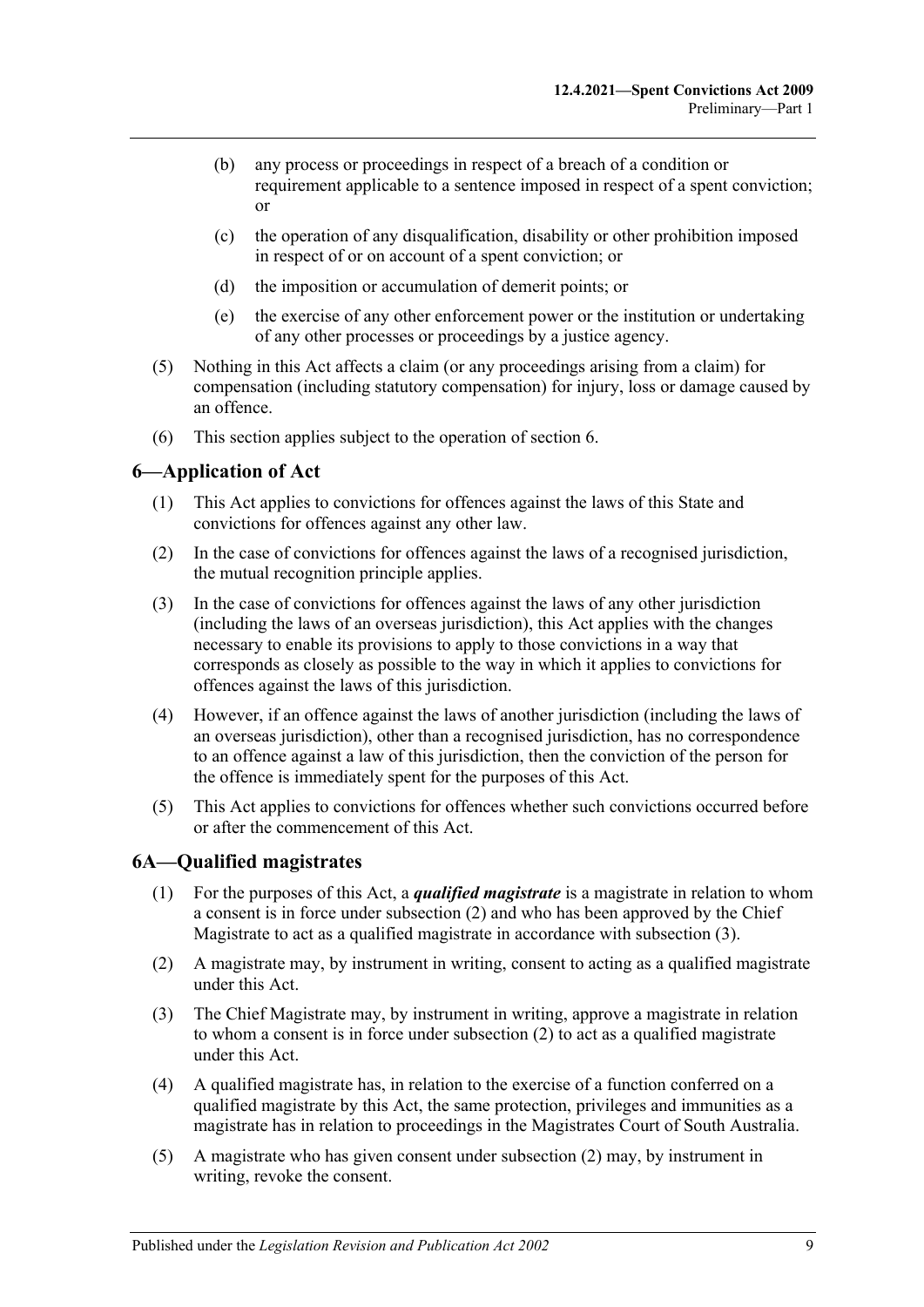(b) any process or proceedings in respect of a breach of a condition or requirement applicable to a sentence imposed in respect of a spent conviction; or

(c) the operation of any disqualification, disability or other prohibition imposed in respect of or on account of a spent conviction; or

(d) the imposition or accumulation of demerit points; or

(e) the exercise of any other enforcement power or the institution or undertaking of any other processes or proceedings by a justice agency.

(5) Nothing in this Act affects a claim (or any proceedings arising from a claim) for compensation (including statutory compensation) for injury, loss or damage caused by an offence.

(6) This section applies subject to the operation of section 6.

## 6—Application of Act

(1) This Act applies to convictions for offences against the laws of this State and convictions for offences against any other law.

(2) In the case of convictions for offences against the laws of a recognised jurisdiction, the mutual recognition principle applies.

(3) In the case of convictions for offences against the laws of any other jurisdiction (including the laws of an overseas jurisdiction), this Act applies with the changes necessary to enable its provisions to apply to those convictions in a way that corresponds as closely as possible to the way in which it applies to convictions for offences against the laws of this jurisdiction.

(4) However, if an offence against the laws of another jurisdiction (including the laws of an overseas jurisdiction), other than a recognised jurisdiction, has no correspondence to an offence against a law of this jurisdiction, then the conviction of the person for the offence is immediately spent for the purposes of this Act.

(5) This Act applies to convictions for offences whether such convictions occurred before or after the commencement of this Act.

## 6A—Qualified magistrates

(1) For the purposes of this Act, a ***qualified magistrate*** is a magistrate in relation to whom a consent is in force under subsection (2) and who has been approved by the Chief Magistrate to act as a qualified magistrate in accordance with subsection (3).

(2) A magistrate may, by instrument in writing, consent to acting as a qualified magistrate under this Act.

(3) The Chief Magistrate may, by instrument in writing, approve a magistrate in relation to whom a consent is in force under subsection (2) to act as a qualified magistrate under this Act.

(4) A qualified magistrate has, in relation to the exercise of a function conferred on a qualified magistrate by this Act, the same protection, privileges and immunities as a magistrate has in relation to proceedings in the Magistrates Court of South Australia.

(5) A magistrate who has given consent under subsection (2) may, by instrument in writing, revoke the consent.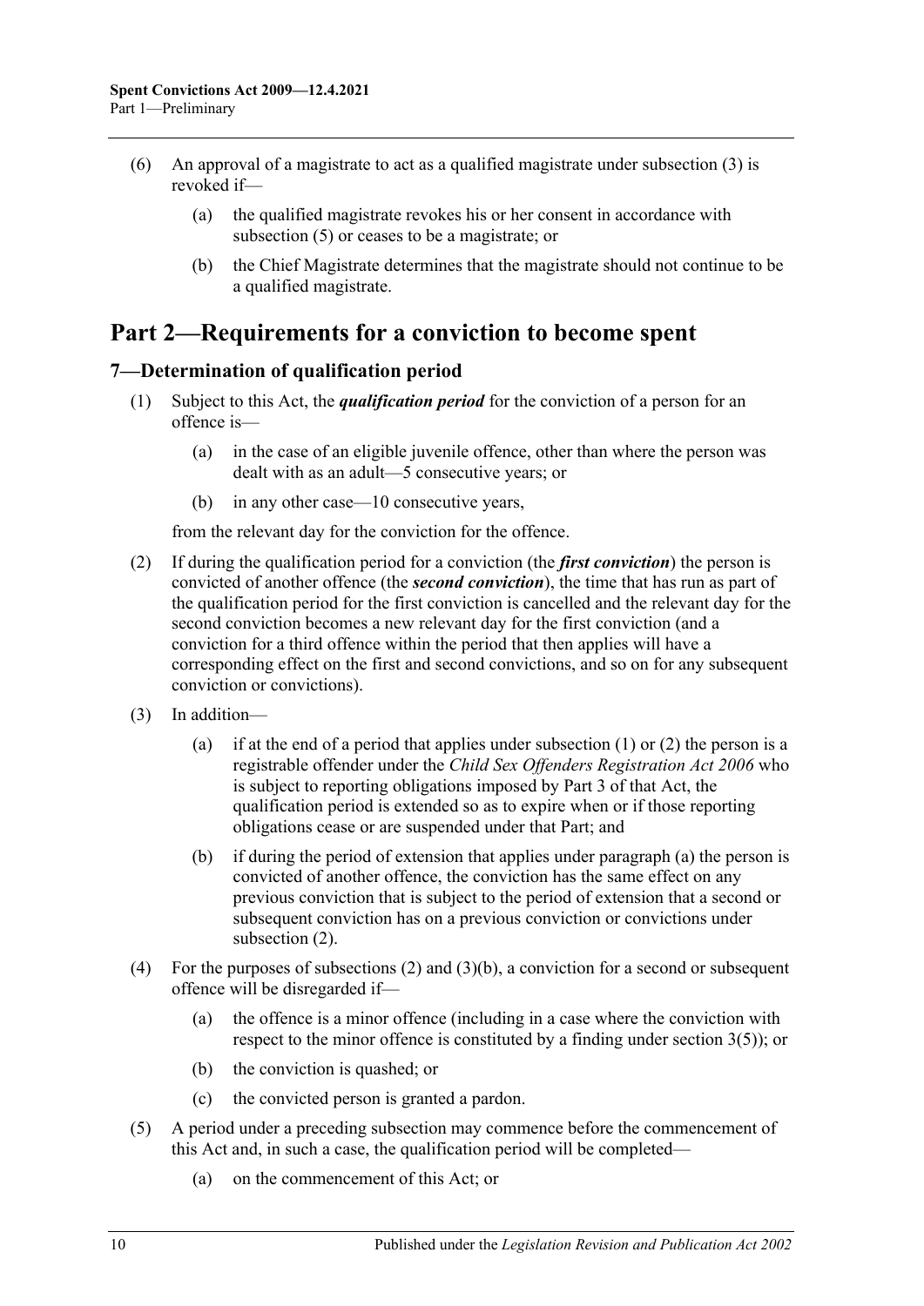(6) An approval of a magistrate to act as a qualified magistrate under subsection (3) is revoked if—

(a) the qualified magistrate revokes his or her consent in accordance with subsection (5) or ceases to be a magistrate; or

(b) the Chief Magistrate determines that the magistrate should not continue to be a qualified magistrate.

# Part 2—Requirements for a conviction to become spent

## 7—Determination of qualification period

(1) Subject to this Act, the ***qualification period*** for the conviction of a person for an offence is—

(a) in the case of an eligible juvenile offence, other than where the person was dealt with as an adult—5 consecutive years; or

(b) in any other case—10 consecutive years,

from the relevant day for the conviction for the offence.

(2) If during the qualification period for a conviction (the ***first conviction***) the person is convicted of another offence (the ***second conviction***), the time that has run as part of the qualification period for the first conviction is cancelled and the relevant day for the second conviction becomes a new relevant day for the first conviction (and a conviction for a third offence within the period that then applies will have a corresponding effect on the first and second convictions, and so on for any subsequent conviction or convictions).

(3) In addition—

(a) if at the end of a period that applies under subsection (1) or (2) the person is a registrable offender under the *Child Sex Offenders Registration Act 2006* who is subject to reporting obligations imposed by Part 3 of that Act, the qualification period is extended so as to expire when or if those reporting obligations cease or are suspended under that Part; and

(b) if during the period of extension that applies under paragraph (a) the person is convicted of another offence, the conviction has the same effect on any previous conviction that is subject to the period of extension that a second or subsequent conviction has on a previous conviction or convictions under subsection (2).

(4) For the purposes of subsections (2) and (3)(b), a conviction for a second or subsequent offence will be disregarded if—

(a) the offence is a minor offence (including in a case where the conviction with respect to the minor offence is constituted by a finding under section 3(5)); or

(b) the conviction is quashed; or

(c) the convicted person is granted a pardon.

(5) A period under a preceding subsection may commence before the commencement of this Act and, in such a case, the qualification period will be completed—

(a) on the commencement of this Act; or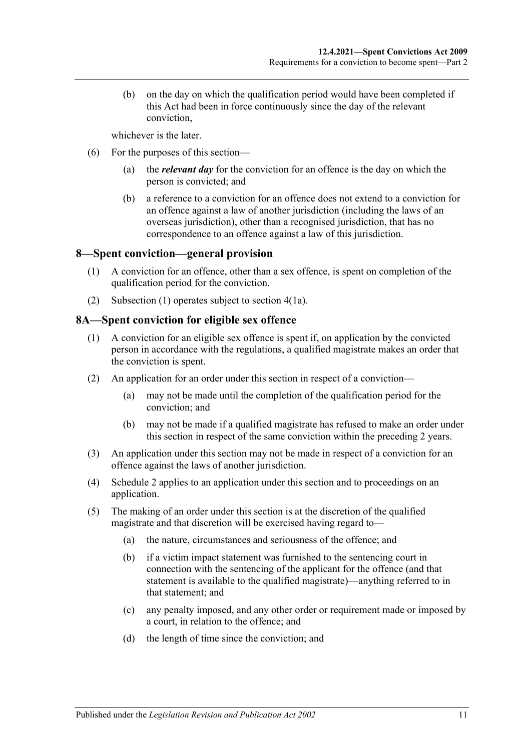(b) on the day on which the qualification period would have been completed if this Act had been in force continuously since the day of the relevant conviction,

whichever is the later.

(6) For the purposes of this section—

(a) the ***relevant day*** for the conviction for an offence is the day on which the person is convicted; and

(b) a reference to a conviction for an offence does not extend to a conviction for an offence against a law of another jurisdiction (including the laws of an overseas jurisdiction), other than a recognised jurisdiction, that has no correspondence to an offence against a law of this jurisdiction.

## 8—Spent conviction—general provision

(1) A conviction for an offence, other than a sex offence, is spent on completion of the qualification period for the conviction.

(2) Subsection (1) operates subject to section 4(1a).

## 8A—Spent conviction for eligible sex offence

(1) A conviction for an eligible sex offence is spent if, on application by the convicted person in accordance with the regulations, a qualified magistrate makes an order that the conviction is spent.

(2) An application for an order under this section in respect of a conviction—

(a) may not be made until the completion of the qualification period for the conviction; and

(b) may not be made if a qualified magistrate has refused to make an order under this section in respect of the same conviction within the preceding 2 years.

(3) An application under this section may not be made in respect of a conviction for an offence against the laws of another jurisdiction.

(4) Schedule 2 applies to an application under this section and to proceedings on an application.

(5) The making of an order under this section is at the discretion of the qualified magistrate and that discretion will be exercised having regard to—

(a) the nature, circumstances and seriousness of the offence; and

(b) if a victim impact statement was furnished to the sentencing court in connection with the sentencing of the applicant for the offence (and that statement is available to the qualified magistrate)—anything referred to in that statement; and

(c) any penalty imposed, and any other order or requirement made or imposed by a court, in relation to the offence; and

(d) the length of time since the conviction; and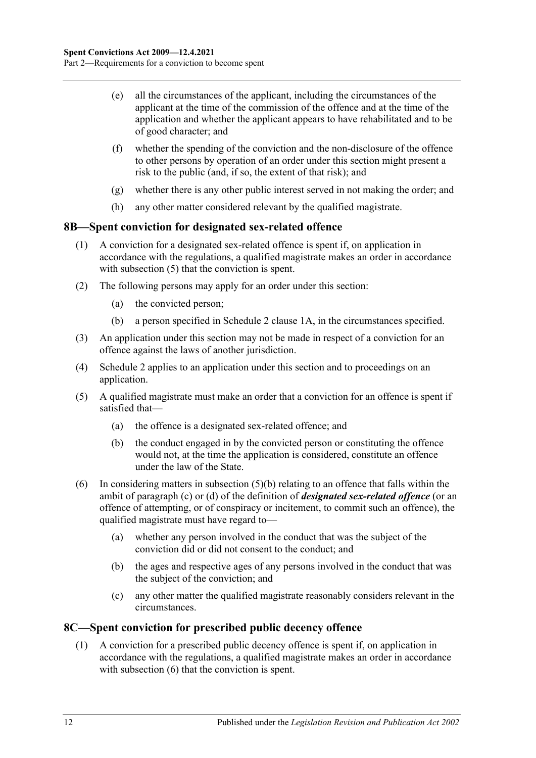(e) all the circumstances of the applicant, including the circumstances of the applicant at the time of the commission of the offence and at the time of the application and whether the applicant appears to have rehabilitated and to be of good character; and

(f) whether the spending of the conviction and the non-disclosure of the offence to other persons by operation of an order under this section might present a risk to the public (and, if so, the extent of that risk); and

(g) whether there is any other public interest served in not making the order; and

(h) any other matter considered relevant by the qualified magistrate.

## 8B—Spent conviction for designated sex-related offence

(1) A conviction for a designated sex-related offence is spent if, on application in accordance with the regulations, a qualified magistrate makes an order in accordance with subsection (5) that the conviction is spent.

(2) The following persons may apply for an order under this section:

(a) the convicted person;

(b) a person specified in Schedule 2 clause 1A, in the circumstances specified.

(3) An application under this section may not be made in respect of a conviction for an offence against the laws of another jurisdiction.

(4) Schedule 2 applies to an application under this section and to proceedings on an application.

(5) A qualified magistrate must make an order that a conviction for an offence is spent if satisfied that—

(a) the offence is a designated sex-related offence; and

(b) the conduct engaged in by the convicted person or constituting the offence would not, at the time the application is considered, constitute an offence under the law of the State.

(6) In considering matters in subsection (5)(b) relating to an offence that falls within the ambit of paragraph (c) or (d) of the definition of ***designated sex-related offence*** (or an offence of attempting, or of conspiracy or incitement, to commit such an offence), the qualified magistrate must have regard to—

(a) whether any person involved in the conduct that was the subject of the conviction did or did not consent to the conduct; and

(b) the ages and respective ages of any persons involved in the conduct that was the subject of the conviction; and

(c) any other matter the qualified magistrate reasonably considers relevant in the circumstances.

## 8C—Spent conviction for prescribed public decency offence

(1) A conviction for a prescribed public decency offence is spent if, on application in accordance with the regulations, a qualified magistrate makes an order in accordance with subsection (6) that the conviction is spent.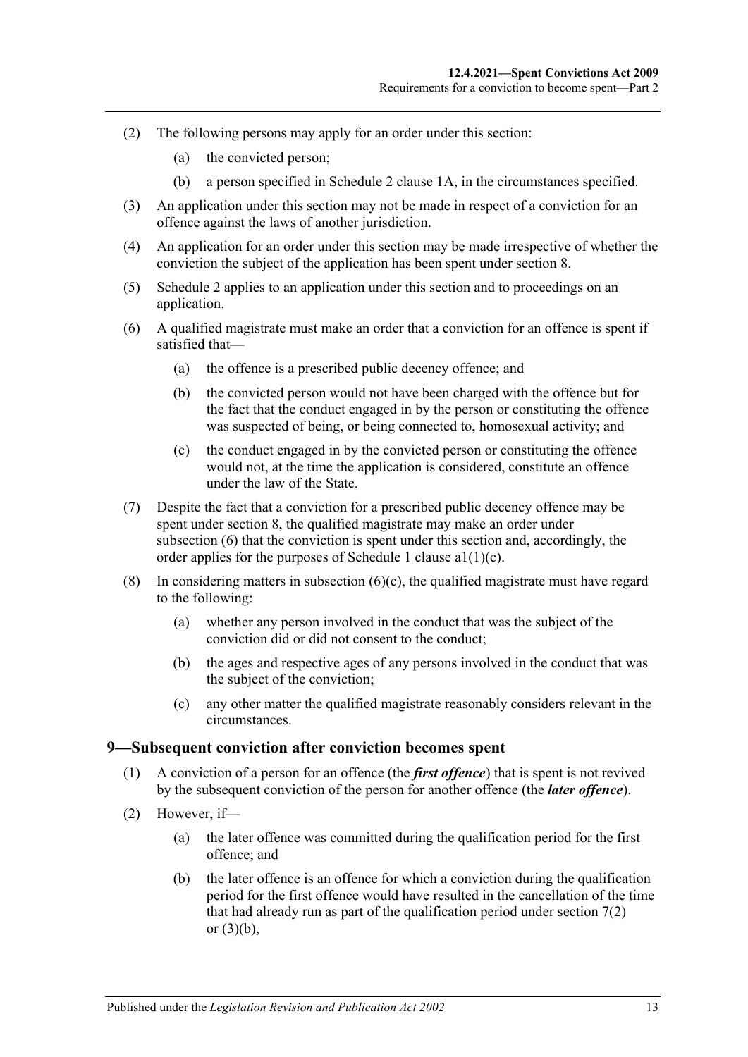(2) The following persons may apply for an order under this section:

(a) the convicted person;

(b) a person specified in Schedule 2 clause 1A, in the circumstances specified.

(3) An application under this section may not be made in respect of a conviction for an offence against the laws of another jurisdiction.

(4) An application for an order under this section may be made irrespective of whether the conviction the subject of the application has been spent under section 8.

(5) Schedule 2 applies to an application under this section and to proceedings on an application.

(6) A qualified magistrate must make an order that a conviction for an offence is spent if satisfied that—

(a) the offence is a prescribed public decency offence; and

(b) the convicted person would not have been charged with the offence but for the fact that the conduct engaged in by the person or constituting the offence was suspected of being, or being connected to, homosexual activity; and

(c) the conduct engaged in by the convicted person or constituting the offence would not, at the time the application is considered, constitute an offence under the law of the State.

(7) Despite the fact that a conviction for a prescribed public decency offence may be spent under section 8, the qualified magistrate may make an order under subsection (6) that the conviction is spent under this section and, accordingly, the order applies for the purposes of Schedule 1 clause a1(1)(c).

(8) In considering matters in subsection (6)(c), the qualified magistrate must have regard to the following:

(a) whether any person involved in the conduct that was the subject of the conviction did or did not consent to the conduct;

(b) the ages and respective ages of any persons involved in the conduct that was the subject of the conviction;

(c) any other matter the qualified magistrate reasonably considers relevant in the circumstances.

## 9—Subsequent conviction after conviction becomes spent

(1) A conviction of a person for an offence (the ***first offence***) that is spent is not revived by the subsequent conviction of the person for another offence (the ***later offence***).

(2) However, if—

(a) the later offence was committed during the qualification period for the first offence; and

(b) the later offence is an offence for which a conviction during the qualification period for the first offence would have resulted in the cancellation of the time that had already run as part of the qualification period under section 7(2) or (3)(b),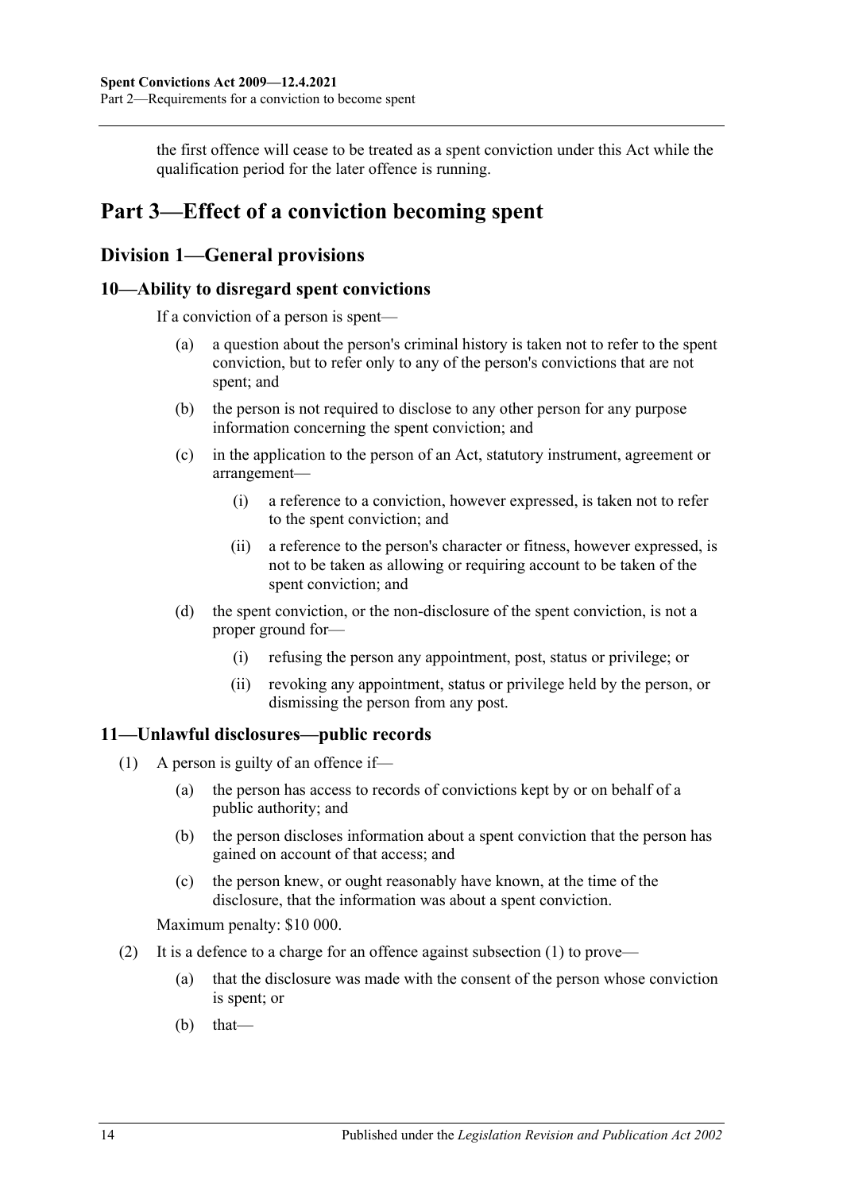the first offence will cease to be treated as a spent conviction under this Act while the qualification period for the later offence is running.

# Part 3—Effect of a conviction becoming spent

## Division 1—General provisions

### 10—Ability to disregard spent convictions

If a conviction of a person is spent—

(a) a question about the person's criminal history is taken not to refer to the spent conviction, but to refer only to any of the person's convictions that are not spent; and

(b) the person is not required to disclose to any other person for any purpose information concerning the spent conviction; and

(c) in the application to the person of an Act, statutory instrument, agreement or arrangement—

(i) a reference to a conviction, however expressed, is taken not to refer to the spent conviction; and

(ii) a reference to the person's character or fitness, however expressed, is not to be taken as allowing or requiring account to be taken of the spent conviction; and

(d) the spent conviction, or the non-disclosure of the spent conviction, is not a proper ground for—

(i) refusing the person any appointment, post, status or privilege; or

(ii) revoking any appointment, status or privilege held by the person, or dismissing the person from any post.

### 11—Unlawful disclosures—public records

(1) A person is guilty of an offence if—

(a) the person has access to records of convictions kept by or on behalf of a public authority; and

(b) the person discloses information about a spent conviction that the person has gained on account of that access; and

(c) the person knew, or ought reasonably have known, at the time of the disclosure, that the information was about a spent conviction.

Maximum penalty: $10 000.

(2) It is a defence to a charge for an offence against subsection (1) to prove—

(a) that the disclosure was made with the consent of the person whose conviction is spent; or

(b) that—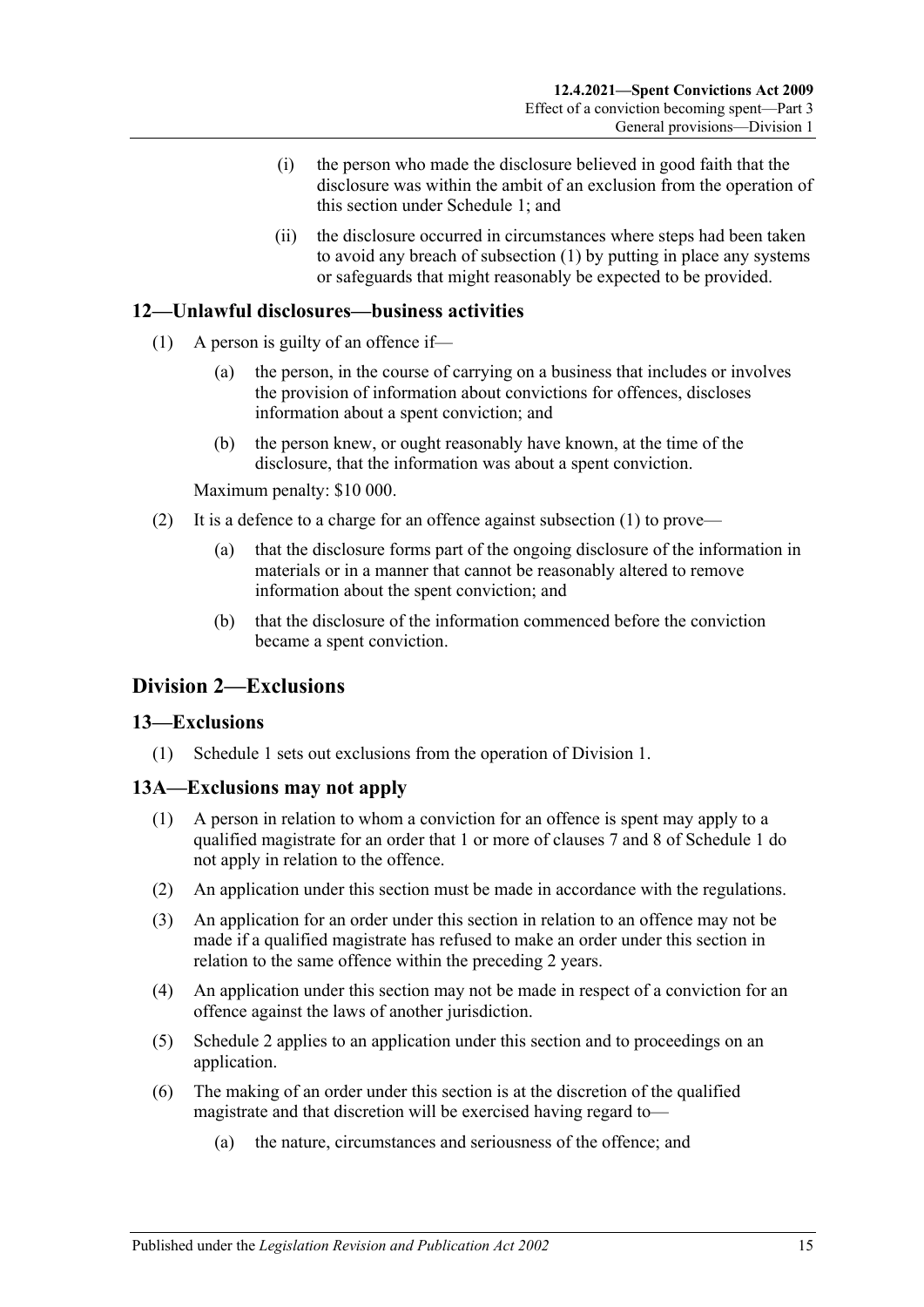(i) the person who made the disclosure believed in good faith that the disclosure was within the ambit of an exclusion from the operation of this section under Schedule 1; and

(ii) the disclosure occurred in circumstances where steps had been taken to avoid any breach of subsection (1) by putting in place any systems or safeguards that might reasonably be expected to be provided.

## 12—Unlawful disclosures—business activities

(1) A person is guilty of an offence if—

(a) the person, in the course of carrying on a business that includes or involves the provision of information about convictions for offences, discloses information about a spent conviction; and

(b) the person knew, or ought reasonably have known, at the time of the disclosure, that the information was about a spent conviction.

Maximum penalty: $10 000.

(2) It is a defence to a charge for an offence against subsection (1) to prove—

(a) that the disclosure forms part of the ongoing disclosure of the information in materials or in a manner that cannot be reasonably altered to remove information about the spent conviction; and

(b) that the disclosure of the information commenced before the conviction became a spent conviction.

# Division 2—Exclusions

## 13—Exclusions

(1) Schedule 1 sets out exclusions from the operation of Division 1.

## 13A—Exclusions may not apply

(1) A person in relation to whom a conviction for an offence is spent may apply to a qualified magistrate for an order that 1 or more of clauses 7 and 8 of Schedule 1 do not apply in relation to the offence.

(2) An application under this section must be made in accordance with the regulations.

(3) An application for an order under this section in relation to an offence may not be made if a qualified magistrate has refused to make an order under this section in relation to the same offence within the preceding 2 years.

(4) An application under this section may not be made in respect of a conviction for an offence against the laws of another jurisdiction.

(5) Schedule 2 applies to an application under this section and to proceedings on an application.

(6) The making of an order under this section is at the discretion of the qualified magistrate and that discretion will be exercised having regard to—

(a) the nature, circumstances and seriousness of the offence; and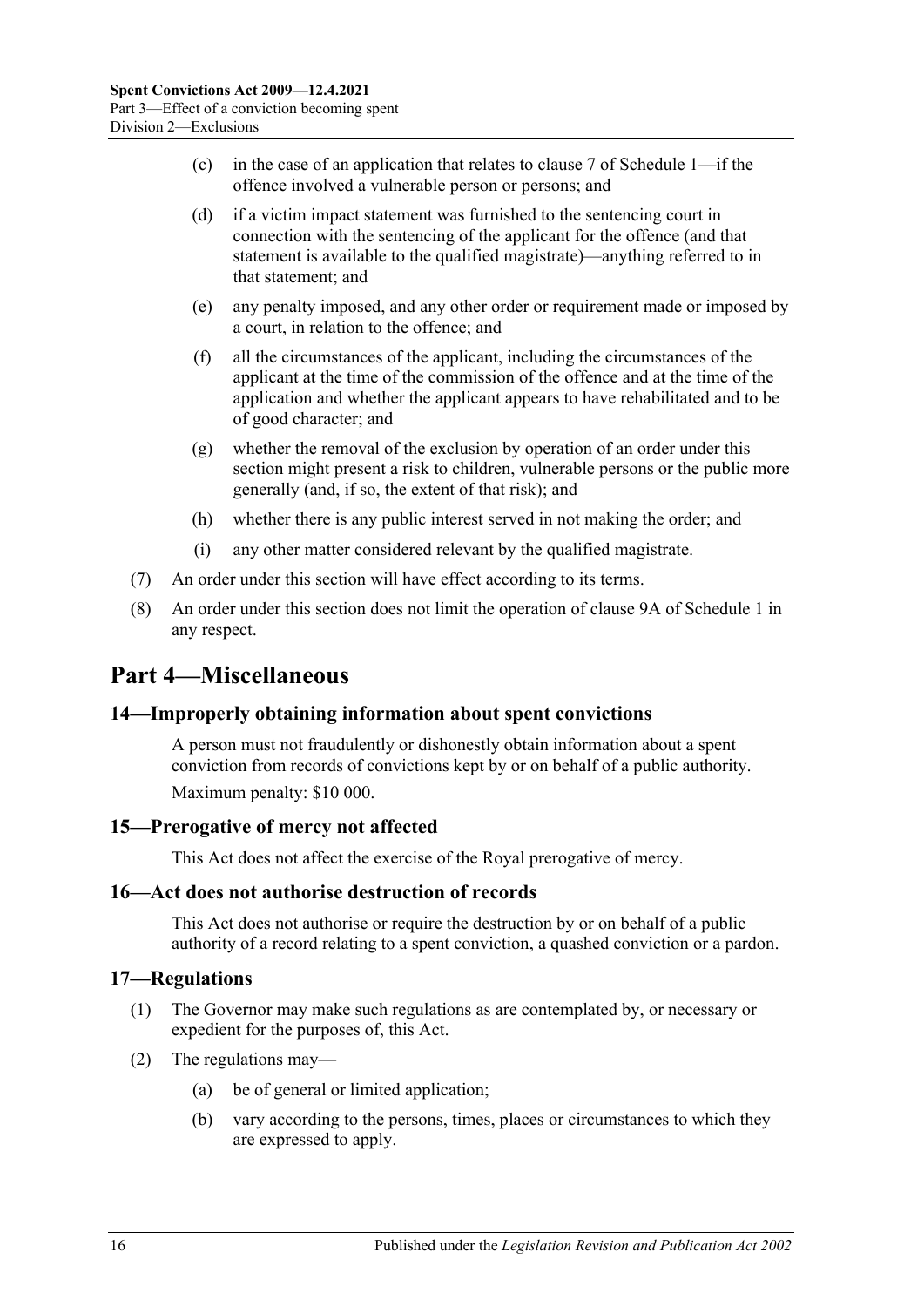(c) in the case of an application that relates to clause 7 of Schedule 1—if the offence involved a vulnerable person or persons; and

(d) if a victim impact statement was furnished to the sentencing court in connection with the sentencing of the applicant for the offence (and that statement is available to the qualified magistrate)—anything referred to in that statement; and

(e) any penalty imposed, and any other order or requirement made or imposed by a court, in relation to the offence; and

(f) all the circumstances of the applicant, including the circumstances of the applicant at the time of the commission of the offence and at the time of the application and whether the applicant appears to have rehabilitated and to be of good character; and

(g) whether the removal of the exclusion by operation of an order under this section might present a risk to children, vulnerable persons or the public more generally (and, if so, the extent of that risk); and

(h) whether there is any public interest served in not making the order; and

(i) any other matter considered relevant by the qualified magistrate.

(7) An order under this section will have effect according to its terms.

(8) An order under this section does not limit the operation of clause 9A of Schedule 1 in any respect.

# Part 4—Miscellaneous

## 14—Improperly obtaining information about spent convictions

A person must not fraudulently or dishonestly obtain information about a spent conviction from records of convictions kept by or on behalf of a public authority.

Maximum penalty: $10 000.

## 15—Prerogative of mercy not affected

This Act does not affect the exercise of the Royal prerogative of mercy.

## 16—Act does not authorise destruction of records

This Act does not authorise or require the destruction by or on behalf of a public authority of a record relating to a spent conviction, a quashed conviction or a pardon.

## 17—Regulations

(1) The Governor may make such regulations as are contemplated by, or necessary or expedient for the purposes of, this Act.

(2) The regulations may—

(a) be of general or limited application;

(b) vary according to the persons, times, places or circumstances to which they are expressed to apply.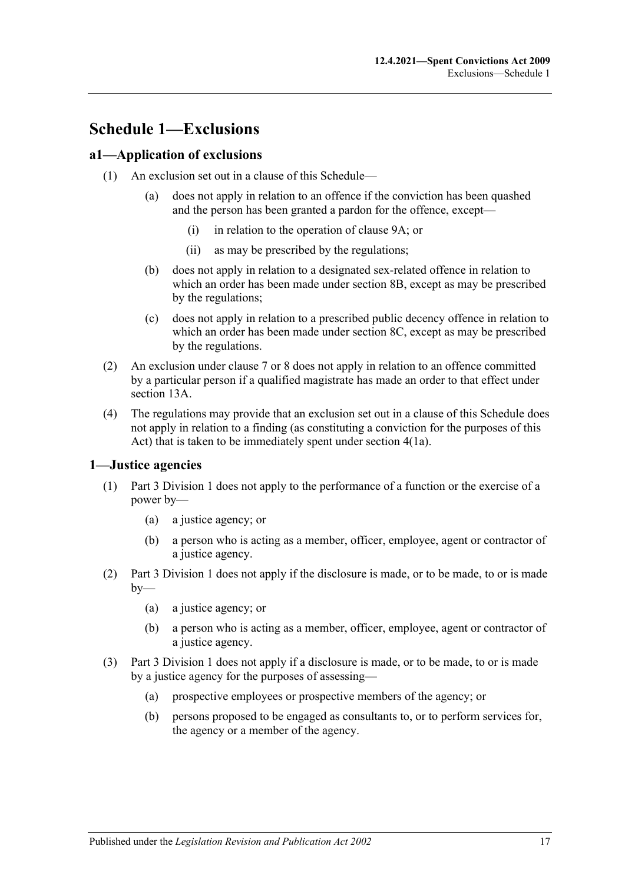# Schedule 1—Exclusions

## a1—Application of exclusions

(1) An exclusion set out in a clause of this Schedule—

(a) does not apply in relation to an offence if the conviction has been quashed and the person has been granted a pardon for the offence, except—

(i) in relation to the operation of clause 9A; or

(ii) as may be prescribed by the regulations;

(b) does not apply in relation to a designated sex-related offence in relation to which an order has been made under section 8B, except as may be prescribed by the regulations;

(c) does not apply in relation to a prescribed public decency offence in relation to which an order has been made under section 8C, except as may be prescribed by the regulations.

(2) An exclusion under clause 7 or 8 does not apply in relation to an offence committed by a particular person if a qualified magistrate has made an order to that effect under section 13A.

(4) The regulations may provide that an exclusion set out in a clause of this Schedule does not apply in relation to a finding (as constituting a conviction for the purposes of this Act) that is taken to be immediately spent under section 4(1a).

## 1—Justice agencies

(1) Part 3 Division 1 does not apply to the performance of a function or the exercise of a power by—

(a) a justice agency; or

(b) a person who is acting as a member, officer, employee, agent or contractor of a justice agency.

(2) Part 3 Division 1 does not apply if the disclosure is made, or to be made, to or is made by—

(a) a justice agency; or

(b) a person who is acting as a member, officer, employee, agent or contractor of a justice agency.

(3) Part 3 Division 1 does not apply if a disclosure is made, or to be made, to or is made by a justice agency for the purposes of assessing—

(a) prospective employees or prospective members of the agency; or

(b) persons proposed to be engaged as consultants to, or to perform services for, the agency or a member of the agency.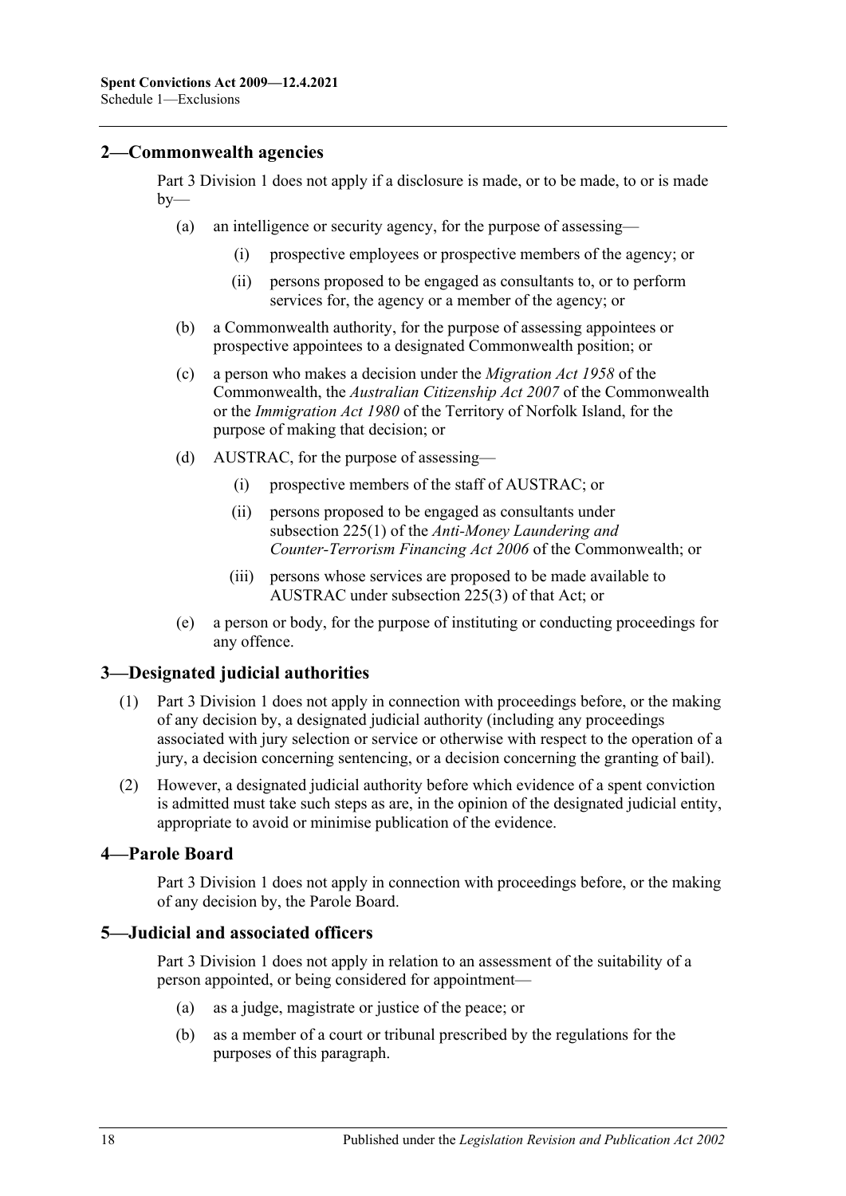## 2—Commonwealth agencies

Part 3 Division 1 does not apply if a disclosure is made, or to be made, to or is made by—

(a) an intelligence or security agency, for the purpose of assessing—

  (i) prospective employees or prospective members of the agency; or

  (ii) persons proposed to be engaged as consultants to, or to perform services for, the agency or a member of the agency; or

(b) a Commonwealth authority, for the purpose of assessing appointees or prospective appointees to a designated Commonwealth position; or

(c) a person who makes a decision under the *Migration Act 1958* of the Commonwealth, the *Australian Citizenship Act 2007* of the Commonwealth or the *Immigration Act 1980* of the Territory of Norfolk Island, for the purpose of making that decision; or

(d) AUSTRAC, for the purpose of assessing—

  (i) prospective members of the staff of AUSTRAC; or

  (ii) persons proposed to be engaged as consultants under subsection 225(1) of the *Anti-Money Laundering and Counter-Terrorism Financing Act 2006* of the Commonwealth; or

  (iii) persons whose services are proposed to be made available to AUSTRAC under subsection 225(3) of that Act; or

(e) a person or body, for the purpose of instituting or conducting proceedings for any offence.

## 3—Designated judicial authorities

(1) Part 3 Division 1 does not apply in connection with proceedings before, or the making of any decision by, a designated judicial authority (including any proceedings associated with jury selection or service or otherwise with respect to the operation of a jury, a decision concerning sentencing, or a decision concerning the granting of bail).

(2) However, a designated judicial authority before which evidence of a spent conviction is admitted must take such steps as are, in the opinion of the designated judicial entity, appropriate to avoid or minimise publication of the evidence.

## 4—Parole Board

Part 3 Division 1 does not apply in connection with proceedings before, or the making of any decision by, the Parole Board.

## 5—Judicial and associated officers

Part 3 Division 1 does not apply in relation to an assessment of the suitability of a person appointed, or being considered for appointment—

(a) as a judge, magistrate or justice of the peace; or

(b) as a member of a court or tribunal prescribed by the regulations for the purposes of this paragraph.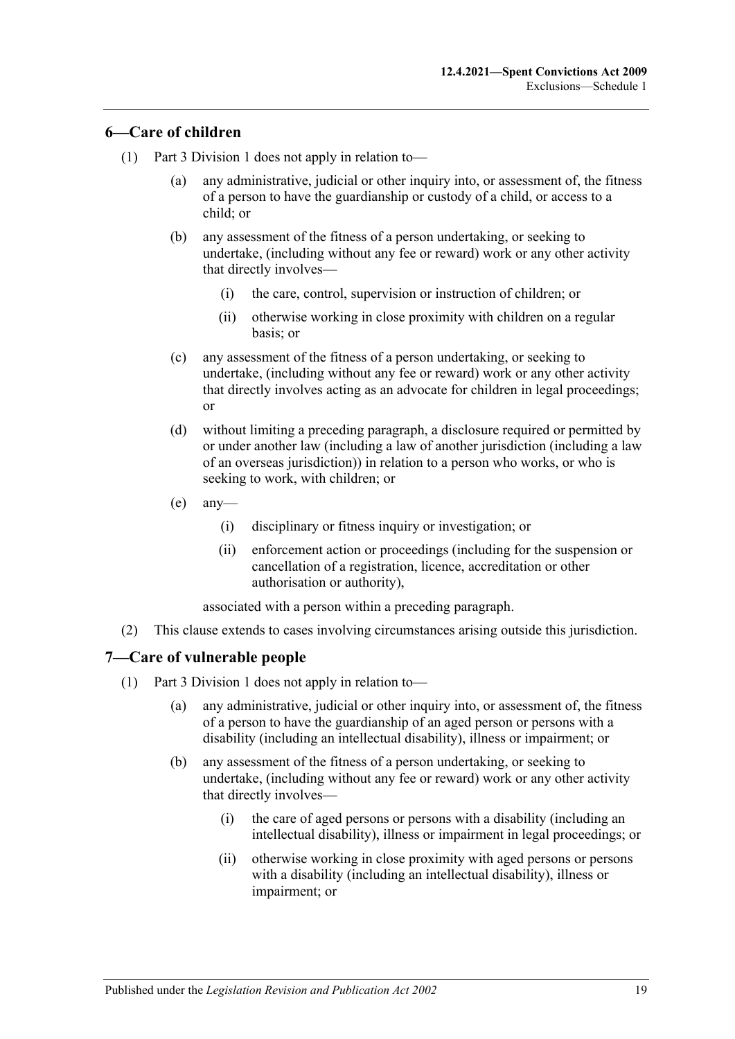## 6—Care of children

(1) Part 3 Division 1 does not apply in relation to—

(a) any administrative, judicial or other inquiry into, or assessment of, the fitness of a person to have the guardianship or custody of a child, or access to a child; or

(b) any assessment of the fitness of a person undertaking, or seeking to undertake, (including without any fee or reward) work or any other activity that directly involves—

(i) the care, control, supervision or instruction of children; or

(ii) otherwise working in close proximity with children on a regular basis; or

(c) any assessment of the fitness of a person undertaking, or seeking to undertake, (including without any fee or reward) work or any other activity that directly involves acting as an advocate for children in legal proceedings; or

(d) without limiting a preceding paragraph, a disclosure required or permitted by or under another law (including a law of another jurisdiction (including a law of an overseas jurisdiction)) in relation to a person who works, or who is seeking to work, with children; or

(e) any—

(i) disciplinary or fitness inquiry or investigation; or

(ii) enforcement action or proceedings (including for the suspension or cancellation of a registration, licence, accreditation or other authorisation or authority),

associated with a person within a preceding paragraph.

(2) This clause extends to cases involving circumstances arising outside this jurisdiction.

## 7—Care of vulnerable people

(1) Part 3 Division 1 does not apply in relation to—

(a) any administrative, judicial or other inquiry into, or assessment of, the fitness of a person to have the guardianship of an aged person or persons with a disability (including an intellectual disability), illness or impairment; or

(b) any assessment of the fitness of a person undertaking, or seeking to undertake, (including without any fee or reward) work or any other activity that directly involves—

(i) the care of aged persons or persons with a disability (including an intellectual disability), illness or impairment in legal proceedings; or

(ii) otherwise working in close proximity with aged persons or persons with a disability (including an intellectual disability), illness or impairment; or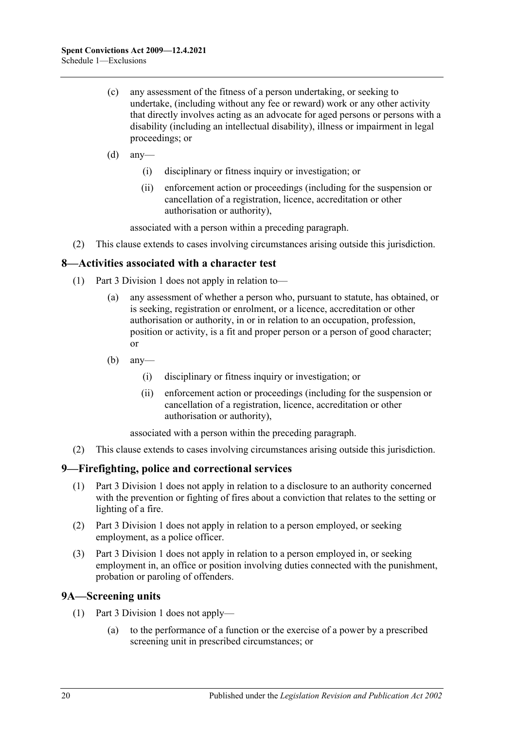(c) any assessment of the fitness of a person undertaking, or seeking to undertake, (including without any fee or reward) work or any other activity that directly involves acting as an advocate for aged persons or persons with a disability (including an intellectual disability), illness or impairment in legal proceedings; or

(d) any—

(i) disciplinary or fitness inquiry or investigation; or

(ii) enforcement action or proceedings (including for the suspension or cancellation of a registration, licence, accreditation or other authorisation or authority),

associated with a person within a preceding paragraph.

(2) This clause extends to cases involving circumstances arising outside this jurisdiction.

## 8—Activities associated with a character test

(1) Part 3 Division 1 does not apply in relation to—

(a) any assessment of whether a person who, pursuant to statute, has obtained, or is seeking, registration or enrolment, or a licence, accreditation or other authorisation or authority, in or in relation to an occupation, profession, position or activity, is a fit and proper person or a person of good character; or

(b) any—

(i) disciplinary or fitness inquiry or investigation; or

(ii) enforcement action or proceedings (including for the suspension or cancellation of a registration, licence, accreditation or other authorisation or authority),

associated with a person within the preceding paragraph.

(2) This clause extends to cases involving circumstances arising outside this jurisdiction.

## 9—Firefighting, police and correctional services

(1) Part 3 Division 1 does not apply in relation to a disclosure to an authority concerned with the prevention or fighting of fires about a conviction that relates to the setting or lighting of a fire.

(2) Part 3 Division 1 does not apply in relation to a person employed, or seeking employment, as a police officer.

(3) Part 3 Division 1 does not apply in relation to a person employed in, or seeking employment in, an office or position involving duties connected with the punishment, probation or paroling of offenders.

## 9A—Screening units

(1) Part 3 Division 1 does not apply—

(a) to the performance of a function or the exercise of a power by a prescribed screening unit in prescribed circumstances; or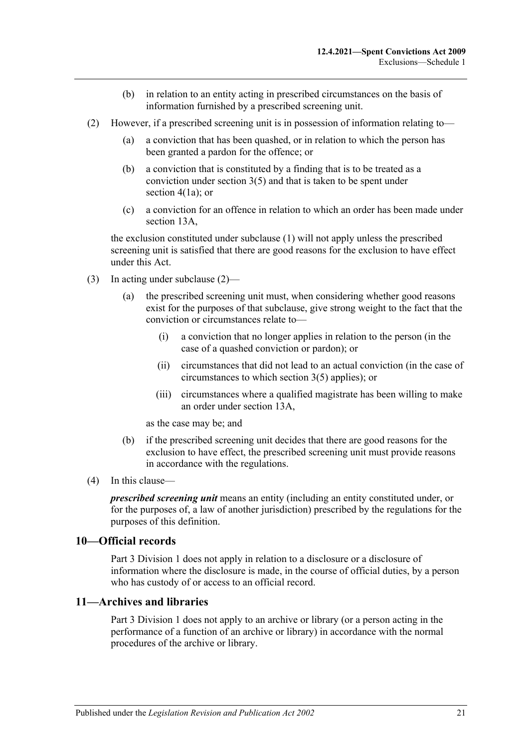(b) in relation to an entity acting in prescribed circumstances on the basis of information furnished by a prescribed screening unit.

(2) However, if a prescribed screening unit is in possession of information relating to—

(a) a conviction that has been quashed, or in relation to which the person has been granted a pardon for the offence; or

(b) a conviction that is constituted by a finding that is to be treated as a conviction under section 3(5) and that is taken to be spent under section 4(1a); or

(c) a conviction for an offence in relation to which an order has been made under section 13A,

the exclusion constituted under subclause (1) will not apply unless the prescribed screening unit is satisfied that there are good reasons for the exclusion to have effect under this Act.

(3) In acting under subclause (2)—

(a) the prescribed screening unit must, when considering whether good reasons exist for the purposes of that subclause, give strong weight to the fact that the conviction or circumstances relate to—

(i) a conviction that no longer applies in relation to the person (in the case of a quashed conviction or pardon); or

(ii) circumstances that did not lead to an actual conviction (in the case of circumstances to which section 3(5) applies); or

(iii) circumstances where a qualified magistrate has been willing to make an order under section 13A,

as the case may be; and

(b) if the prescribed screening unit decides that there are good reasons for the exclusion to have effect, the prescribed screening unit must provide reasons in accordance with the regulations.

(4) In this clause—

***prescribed screening unit*** means an entity (including an entity constituted under, or for the purposes of, a law of another jurisdiction) prescribed by the regulations for the purposes of this definition.

## 10—Official records

Part 3 Division 1 does not apply in relation to a disclosure or a disclosure of information where the disclosure is made, in the course of official duties, by a person who has custody of or access to an official record.

## 11—Archives and libraries

Part 3 Division 1 does not apply to an archive or library (or a person acting in the performance of a function of an archive or library) in accordance with the normal procedures of the archive or library.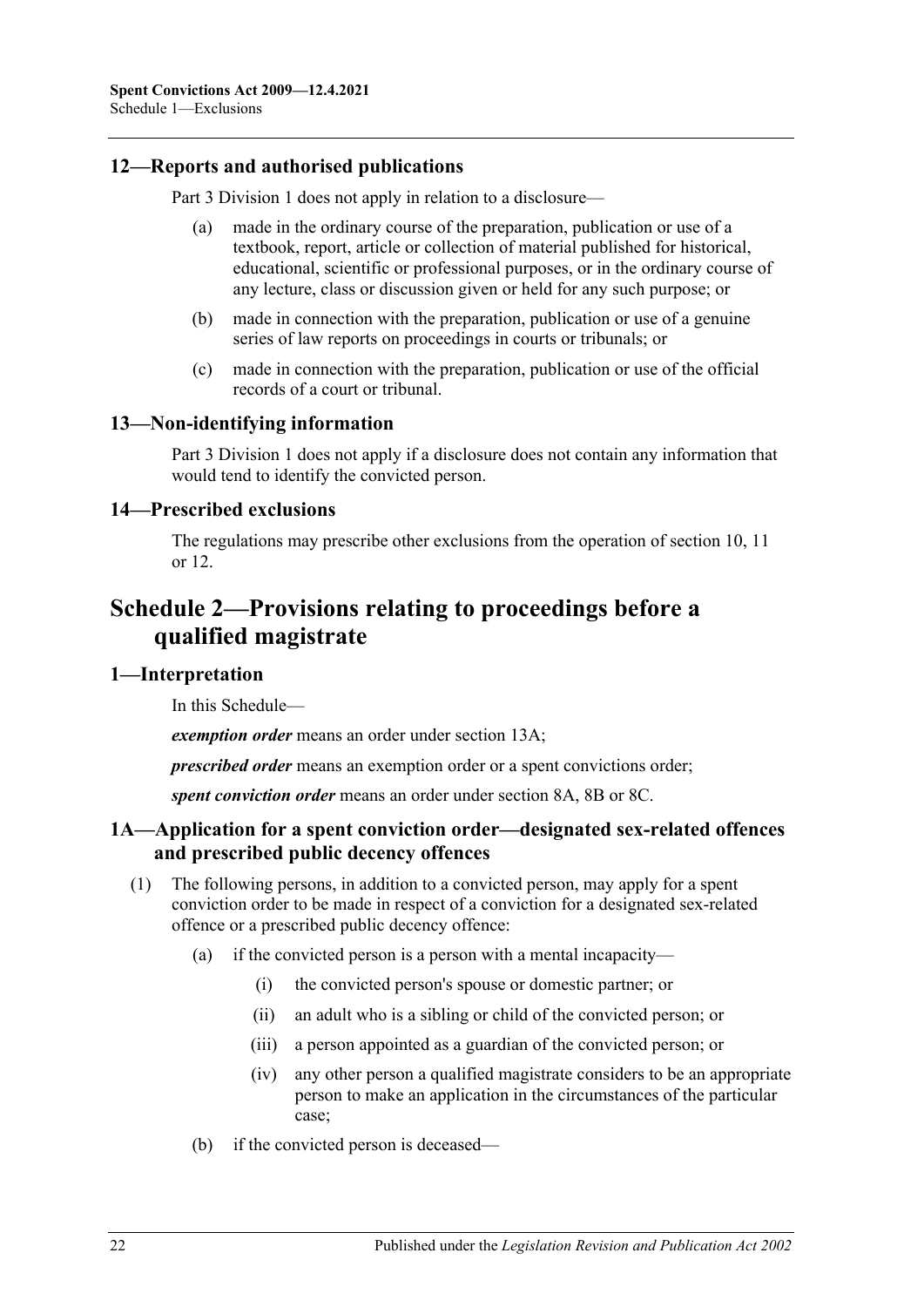## 12—Reports and authorised publications

Part 3 Division 1 does not apply in relation to a disclosure—

- (a) made in the ordinary course of the preparation, publication or use of a textbook, report, article or collection of material published for historical, educational, scientific or professional purposes, or in the ordinary course of any lecture, class or discussion given or held for any such purpose; or
- (b) made in connection with the preparation, publication or use of a genuine series of law reports on proceedings in courts or tribunals; or
- (c) made in connection with the preparation, publication or use of the official records of a court or tribunal.

## 13—Non-identifying information

Part 3 Division 1 does not apply if a disclosure does not contain any information that would tend to identify the convicted person.

## 14—Prescribed exclusions

The regulations may prescribe other exclusions from the operation of section 10, 11 or 12.

# Schedule 2—Provisions relating to proceedings before a qualified magistrate

## 1—Interpretation

In this Schedule—

***exemption order*** means an order under section 13A;

***prescribed order*** means an exemption order or a spent convictions order;

***spent conviction order*** means an order under section 8A, 8B or 8C.

## 1A—Application for a spent conviction order—designated sex-related offences and prescribed public decency offences

(1) The following persons, in addition to a convicted person, may apply for a spent conviction order to be made in respect of a conviction for a designated sex-related offence or a prescribed public decency offence:

- (a) if the convicted person is a person with a mental incapacity—
  - (i) the convicted person's spouse or domestic partner; or
  - (ii) an adult who is a sibling or child of the convicted person; or
  - (iii) a person appointed as a guardian of the convicted person; or
  - (iv) any other person a qualified magistrate considers to be an appropriate person to make an application in the circumstances of the particular case;
- (b) if the convicted person is deceased—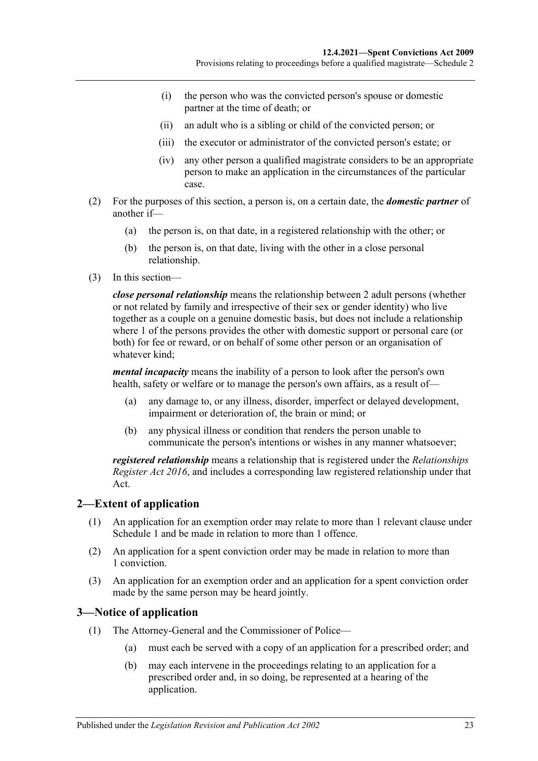(i) the person who was the convicted person's spouse or domestic partner at the time of death; or

(ii) an adult who is a sibling or child of the convicted person; or

(iii) the executor or administrator of the convicted person's estate; or

(iv) any other person a qualified magistrate considers to be an appropriate person to make an application in the circumstances of the particular case.

(2) For the purposes of this section, a person is, on a certain date, the ***domestic partner*** of another if—

(a) the person is, on that date, in a registered relationship with the other; or

(b) the person is, on that date, living with the other in a close personal relationship.

(3) In this section—

***close personal relationship*** means the relationship between 2 adult persons (whether or not related by family and irrespective of their sex or gender identity) who live together as a couple on a genuine domestic basis, but does not include a relationship where 1 of the persons provides the other with domestic support or personal care (or both) for fee or reward, or on behalf of some other person or an organisation of whatever kind;

***mental incapacity*** means the inability of a person to look after the person's own health, safety or welfare or to manage the person's own affairs, as a result of—

(a) any damage to, or any illness, disorder, imperfect or delayed development, impairment or deterioration of, the brain or mind; or

(b) any physical illness or condition that renders the person unable to communicate the person's intentions or wishes in any manner whatsoever;

***registered relationship*** means a relationship that is registered under the *Relationships Register Act 2016*, and includes a corresponding law registered relationship under that Act.

## 2—Extent of application

(1) An application for an exemption order may relate to more than 1 relevant clause under Schedule 1 and be made in relation to more than 1 offence.

(2) An application for a spent conviction order may be made in relation to more than 1 conviction.

(3) An application for an exemption order and an application for a spent conviction order made by the same person may be heard jointly.

## 3—Notice of application

(1) The Attorney-General and the Commissioner of Police—

(a) must each be served with a copy of an application for a prescribed order; and

(b) may each intervene in the proceedings relating to an application for a prescribed order and, in so doing, be represented at a hearing of the application.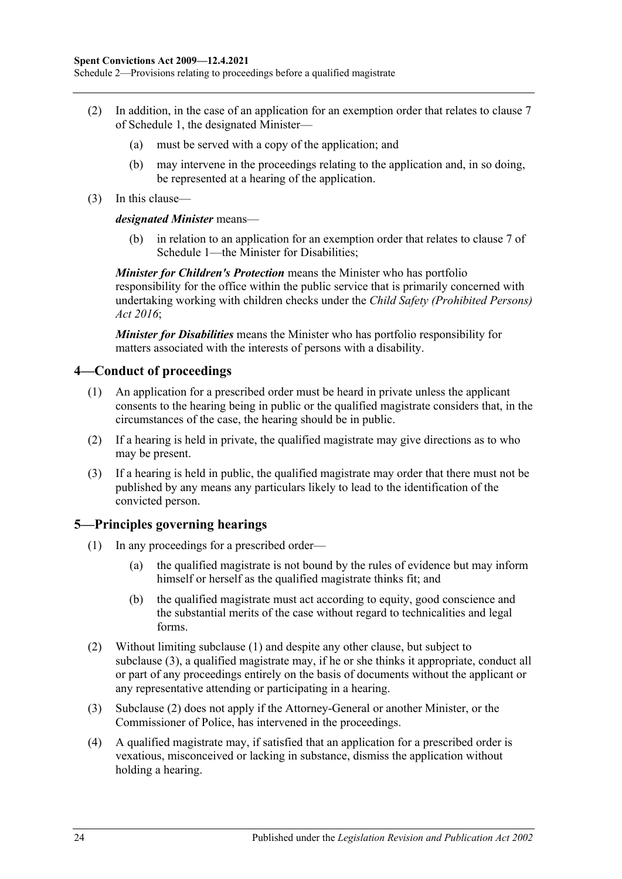(2) In addition, in the case of an application for an exemption order that relates to clause 7 of Schedule 1, the designated Minister—

(a) must be served with a copy of the application; and

(b) may intervene in the proceedings relating to the application and, in so doing, be represented at a hearing of the application.

(3) In this clause—

***designated Minister*** means—

(b) in relation to an application for an exemption order that relates to clause 7 of Schedule 1—the Minister for Disabilities;

***Minister for Children's Protection*** means the Minister who has portfolio responsibility for the office within the public service that is primarily concerned with undertaking working with children checks under the *Child Safety (Prohibited Persons) Act 2016*;

***Minister for Disabilities*** means the Minister who has portfolio responsibility for matters associated with the interests of persons with a disability.

## 4—Conduct of proceedings

(1) An application for a prescribed order must be heard in private unless the applicant consents to the hearing being in public or the qualified magistrate considers that, in the circumstances of the case, the hearing should be in public.

(2) If a hearing is held in private, the qualified magistrate may give directions as to who may be present.

(3) If a hearing is held in public, the qualified magistrate may order that there must not be published by any means any particulars likely to lead to the identification of the convicted person.

## 5—Principles governing hearings

(1) In any proceedings for a prescribed order—

(a) the qualified magistrate is not bound by the rules of evidence but may inform himself or herself as the qualified magistrate thinks fit; and

(b) the qualified magistrate must act according to equity, good conscience and the substantial merits of the case without regard to technicalities and legal forms.

(2) Without limiting subclause (1) and despite any other clause, but subject to subclause (3), a qualified magistrate may, if he or she thinks it appropriate, conduct all or part of any proceedings entirely on the basis of documents without the applicant or any representative attending or participating in a hearing.

(3) Subclause (2) does not apply if the Attorney-General or another Minister, or the Commissioner of Police, has intervened in the proceedings.

(4) A qualified magistrate may, if satisfied that an application for a prescribed order is vexatious, misconceived or lacking in substance, dismiss the application without holding a hearing.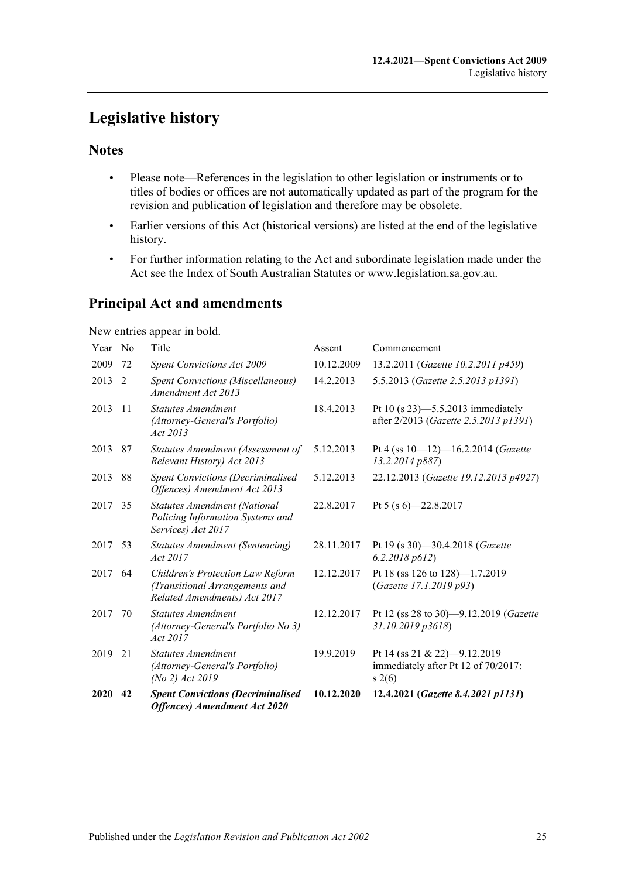# Legislative history

## Notes

- Please note—References in the legislation to other legislation or instruments or to titles of bodies or offices are not automatically updated as part of the program for the revision and publication of legislation and therefore may be obsolete.
- Earlier versions of this Act (historical versions) are listed at the end of the legislative history.
- For further information relating to the Act and subordinate legislation made under the Act see the Index of South Australian Statutes or www.legislation.sa.gov.au.

## Principal Act and amendments

New entries appear in bold.

| Year | No | Title | Assent | Commencement |
|---|---|---|---|---|
| 2009 | 72 | *Spent Convictions Act 2009* | 10.12.2009 | 13.2.2011 (*Gazette 10.2.2011 p459*) |
| 2013 | 2 | *Spent Convictions (Miscellaneous) Amendment Act 2013* | 14.2.2013 | 5.5.2013 (*Gazette 2.5.2013 p1391*) |
| 2013 | 11 | *Statutes Amendment (Attorney-General's Portfolio) Act 2013* | 18.4.2013 | Pt 10 (s 23)—5.5.2013 immediately after 2/2013 (*Gazette 2.5.2013 p1391*) |
| 2013 | 87 | *Statutes Amendment (Assessment of Relevant History) Act 2013* | 5.12.2013 | Pt 4 (ss 10—12)—16.2.2014 (*Gazette 13.2.2014 p887*) |
| 2013 | 88 | *Spent Convictions (Decriminalised Offences) Amendment Act 2013* | 5.12.2013 | 22.12.2013 (*Gazette 19.12.2013 p4927*) |
| 2017 | 35 | *Statutes Amendment (National Policing Information Systems and Services) Act 2017* | 22.8.2017 | Pt 5 (s 6)—22.8.2017 |
| 2017 | 53 | *Statutes Amendment (Sentencing) Act 2017* | 28.11.2017 | Pt 19 (s 30)—30.4.2018 (*Gazette 6.2.2018 p612*) |
| 2017 | 64 | *Children's Protection Law Reform (Transitional Arrangements and Related Amendments) Act 2017* | 12.12.2017 | Pt 18 (ss 126 to 128)—1.7.2019 (*Gazette 17.1.2019 p93*) |
| 2017 | 70 | *Statutes Amendment (Attorney-General's Portfolio No 3) Act 2017* | 12.12.2017 | Pt 12 (ss 28 to 30)—9.12.2019 (*Gazette 31.10.2019 p3618*) |
| 2019 | 21 | *Statutes Amendment (Attorney-General's Portfolio) (No 2) Act 2019* | 19.9.2019 | Pt 14 (ss 21 & 22)—9.12.2019 immediately after Pt 12 of 70/2017: s 2(6) |
| **2020** | **42** | ***Spent Convictions (Decriminalised Offences) Amendment Act 2020*** | **10.12.2020** | **12.4.2021 (*Gazette 8.4.2021 p1131*)** |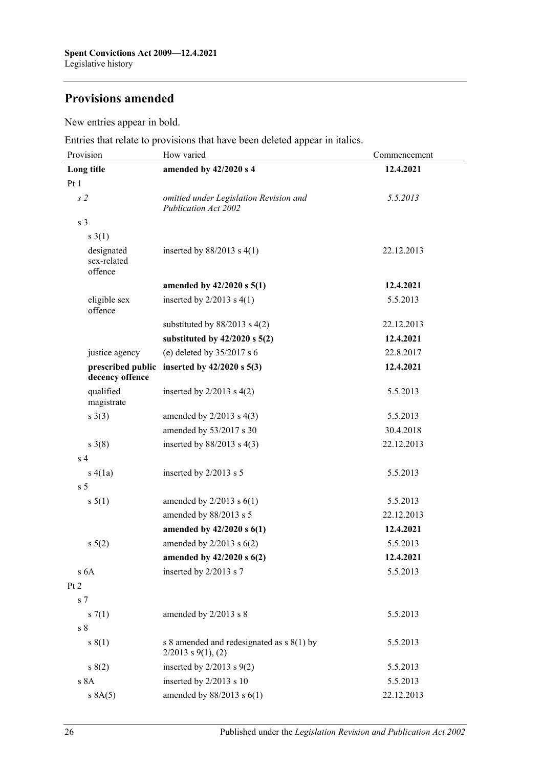## Provisions amended

New entries appear in bold.

Entries that relate to provisions that have been deleted appear in italics.

| Provision | How varied | Commencement |
|---|---|---|
| **Long title** | **amended by 42/2020 s 4** | **12.4.2021** |
| Pt 1 | | |
| *s 2* | *omitted under Legislation Revision and Publication Act 2002* | *5.5.2013* |
| s 3 | | |
| s 3(1) | | |
| designated sex-related offence | inserted by 88/2013 s 4(1) | 22.12.2013 |
| | **amended by 42/2020 s 5(1)** | **12.4.2021** |
| eligible sex offence | inserted by 2/2013 s 4(1) | 5.5.2013 |
| | substituted by 88/2013 s 4(2) | 22.12.2013 |
| | **substituted by 42/2020 s 5(2)** | **12.4.2021** |
| justice agency | (e) deleted by 35/2017 s 6 | 22.8.2017 |
| **prescribed public decency offence** | **inserted by 42/2020 s 5(3)** | **12.4.2021** |
| qualified magistrate | inserted by 2/2013 s 4(2) | 5.5.2013 |
| s 3(3) | amended by 2/2013 s 4(3) | 5.5.2013 |
| | amended by 53/2017 s 30 | 30.4.2018 |
| s 3(8) | inserted by 88/2013 s 4(3) | 22.12.2013 |
| s 4 | | |
| s 4(1a) | inserted by 2/2013 s 5 | 5.5.2013 |
| s 5 | | |
| s 5(1) | amended by 2/2013 s 6(1) | 5.5.2013 |
| | amended by 88/2013 s 5 | 22.12.2013 |
| | **amended by 42/2020 s 6(1)** | **12.4.2021** |
| s 5(2) | amended by 2/2013 s 6(2) | 5.5.2013 |
| | **amended by 42/2020 s 6(2)** | **12.4.2021** |
| s 6A | inserted by 2/2013 s 7 | 5.5.2013 |
| Pt 2 | | |
| s 7 | | |
| s 7(1) | amended by 2/2013 s 8 | 5.5.2013 |
| s 8 | | |
| s 8(1) | s 8 amended and redesignated as s 8(1) by 2/2013 s 9(1), (2) | 5.5.2013 |
| s 8(2) | inserted by 2/2013 s 9(2) | 5.5.2013 |
| s 8A | inserted by 2/2013 s 10 | 5.5.2013 |
| s 8A(5) | amended by 88/2013 s 6(1) | 22.12.2013 |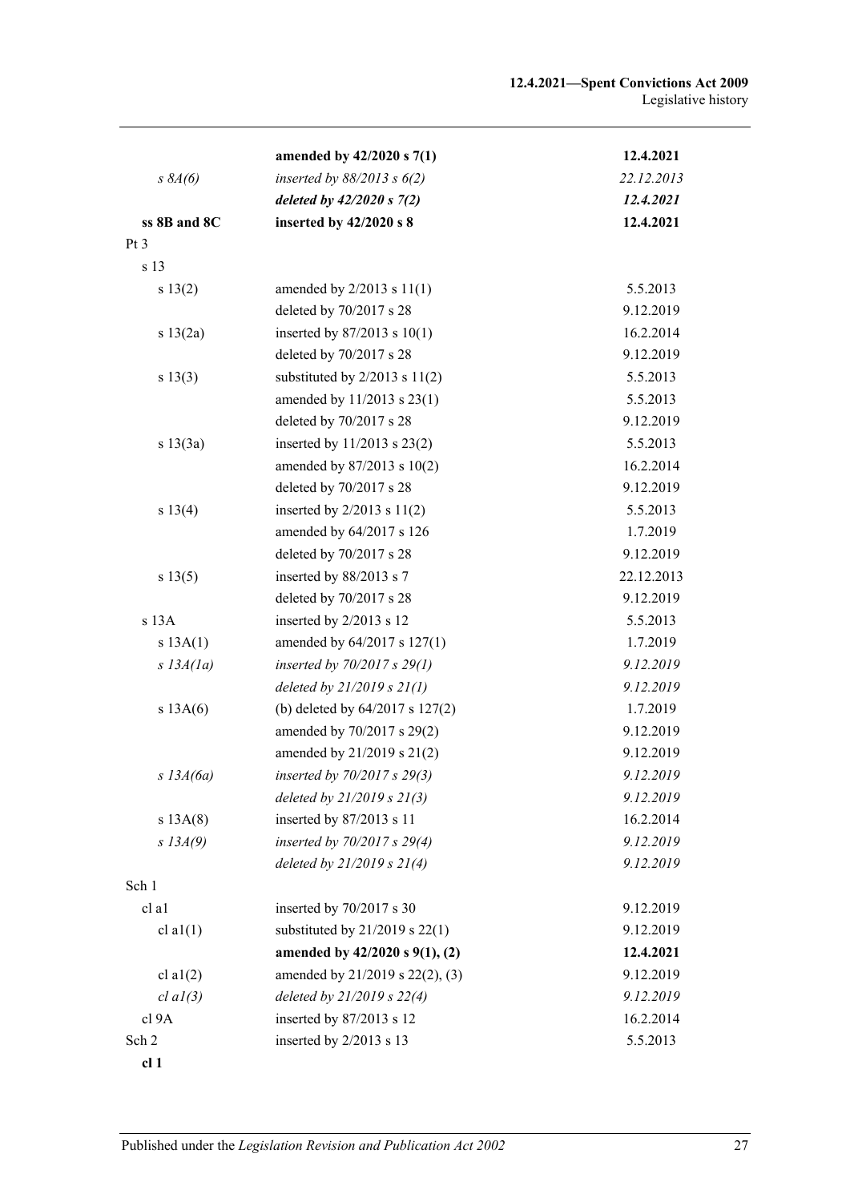| | | |
|---|---|---|
| | **amended by 42/2020 s 7(1)** | **12.4.2021** |
| *s 8A(6)* | *inserted by 88/2013 s 6(2)* | *22.12.2013* |
| | ***deleted by 42/2020 s 7(2)*** | ***12.4.2021*** |
| **ss 8B and 8C** | **inserted by 42/2020 s 8** | **12.4.2021** |
| Pt 3 | | |
| s 13 | | |
| s 13(2) | amended by 2/2013 s 11(1) | 5.5.2013 |
| | deleted by 70/2017 s 28 | 9.12.2019 |
| s 13(2a) | inserted by 87/2013 s 10(1) | 16.2.2014 |
| | deleted by 70/2017 s 28 | 9.12.2019 |
| s 13(3) | substituted by 2/2013 s 11(2) | 5.5.2013 |
| | amended by 11/2013 s 23(1) | 5.5.2013 |
| | deleted by 70/2017 s 28 | 9.12.2019 |
| s 13(3a) | inserted by 11/2013 s 23(2) | 5.5.2013 |
| | amended by 87/2013 s 10(2) | 16.2.2014 |
| | deleted by 70/2017 s 28 | 9.12.2019 |
| s 13(4) | inserted by 2/2013 s 11(2) | 5.5.2013 |
| | amended by 64/2017 s 126 | 1.7.2019 |
| | deleted by 70/2017 s 28 | 9.12.2019 |
| s 13(5) | inserted by 88/2013 s 7 | 22.12.2013 |
| | deleted by 70/2017 s 28 | 9.12.2019 |
| s 13A | inserted by 2/2013 s 12 | 5.5.2013 |
| s 13A(1) | amended by 64/2017 s 127(1) | 1.7.2019 |
| *s 13A(1a)* | *inserted by 70/2017 s 29(1)* | *9.12.2019* |
| | *deleted by 21/2019 s 21(1)* | *9.12.2019* |
| s 13A(6) | (b) deleted by 64/2017 s 127(2) | 1.7.2019 |
| | amended by 70/2017 s 29(2) | 9.12.2019 |
| | amended by 21/2019 s 21(2) | 9.12.2019 |
| *s 13A(6a)* | *inserted by 70/2017 s 29(3)* | *9.12.2019* |
| | *deleted by 21/2019 s 21(3)* | *9.12.2019* |
| s 13A(8) | inserted by 87/2013 s 11 | 16.2.2014 |
| *s 13A(9)* | *inserted by 70/2017 s 29(4)* | *9.12.2019* |
| | *deleted by 21/2019 s 21(4)* | *9.12.2019* |
| Sch 1 | | |
| cl a1 | inserted by 70/2017 s 30 | 9.12.2019 |
| cl a1(1) | substituted by 21/2019 s 22(1) | 9.12.2019 |
| | **amended by 42/2020 s 9(1), (2)** | **12.4.2021** |
| cl a1(2) | amended by 21/2019 s 22(2), (3) | 9.12.2019 |
| *cl a1(3)* | *deleted by 21/2019 s 22(4)* | *9.12.2019* |
| cl 9A | inserted by 87/2013 s 12 | 16.2.2014 |
| Sch 2 | inserted by 2/2013 s 13 | 5.5.2013 |
| **cl 1** | | |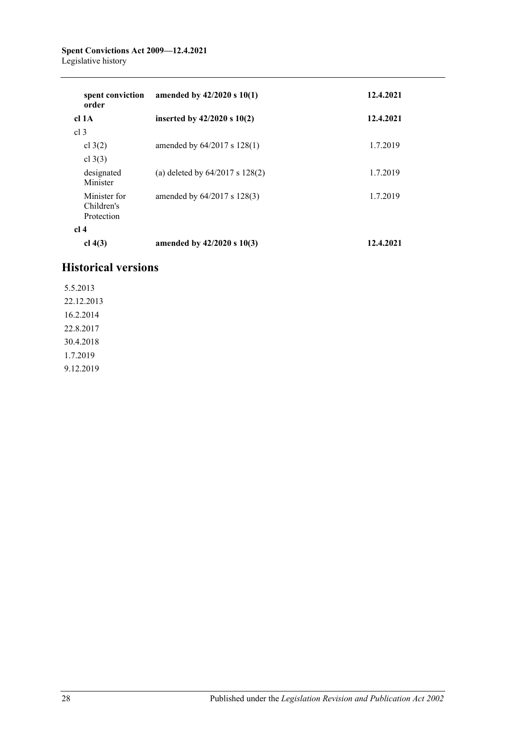| | | |
|---|---|---|
| **spent conviction order** | **amended by 42/2020 s 10(1)** | **12.4.2021** |
| **cl 1A** | **inserted by 42/2020 s 10(2)** | **12.4.2021** |
| cl 3 | | |
| cl 3(2) | amended by 64/2017 s 128(1) | 1.7.2019 |
| cl 3(3) | | |
| designated Minister | (a) deleted by 64/2017 s 128(2) | 1.7.2019 |
| Minister for Children's Protection | amended by 64/2017 s 128(3) | 1.7.2019 |
| **cl 4** | | |
| **cl 4(3)** | **amended by 42/2020 s 10(3)** | **12.4.2021** |

## Historical versions

5.5.2013

22.12.2013

16.2.2014

22.8.2017

30.4.2018

1.7.2019

9.12.2019